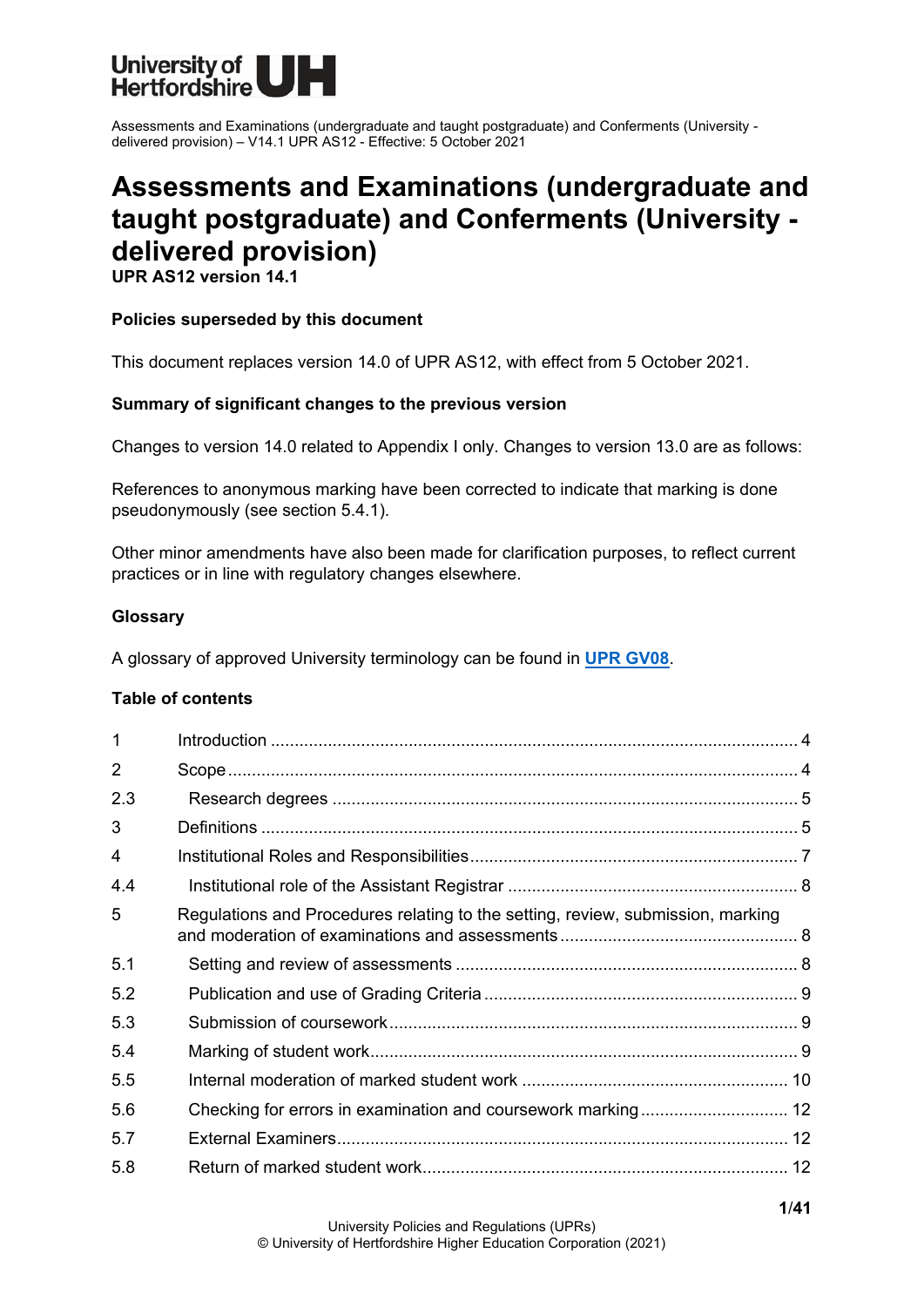# Assessments and Examinations (undergraduate and taught postgraduate) and Conferments (University - delivered provision)

**UPR AS12 version 14.1**

**Policies superseded by this document**

This document replaces version 14.0 of UPR AS12, with effect from 5 October 2021.

**Summary of significant changes to the previous version**

Changes to version 14.0 related to Appendix I only. Changes to version 13.0 are as follows:

References to anonymous marking have been corrected to indicate that marking is done pseudonymously (see section 5.4.1).

Other minor amendments have also been made for clarification purposes, to reflect current practices or in line with regulatory changes elsewhere.

**Glossary**

A glossary of approved University terminology can be found in **UPR GV08**.

**Table of contents**

| | | |
|---|---|---|
| 1 | Introduction | 4 |
| 2 | Scope | 4 |
| 2.3 | Research degrees | 5 |
| 3 | Definitions | 5 |
| 4 | Institutional Roles and Responsibilities | 7 |
| 4.4 | Institutional role of the Assistant Registrar | 8 |
| 5 | Regulations and Procedures relating to the setting, review, submission, marking and moderation of examinations and assessments | 8 |
| 5.1 | Setting and review of assessments | 8 |
| 5.2 | Publication and use of Grading Criteria | 9 |
| 5.3 | Submission of coursework | 9 |
| 5.4 | Marking of student work | 9 |
| 5.5 | Internal moderation of marked student work | 10 |
| 5.6 | Checking for errors in examination and coursework marking | 12 |
| 5.7 | External Examiners | 12 |
| 5.8 | Return of marked student work | 12 |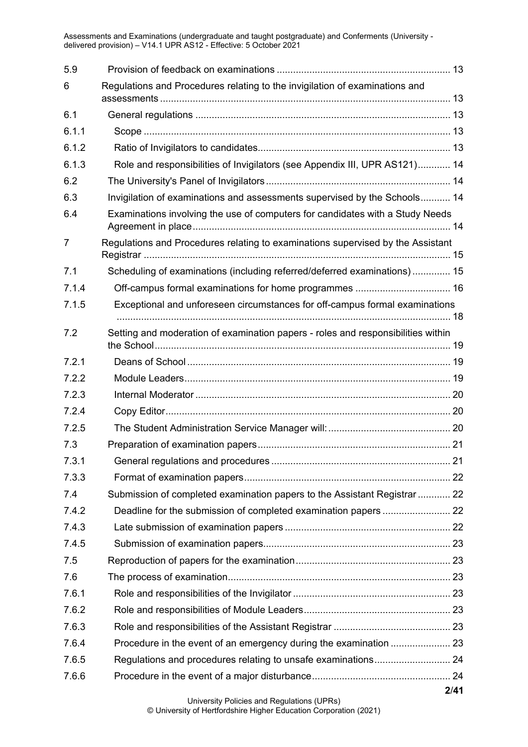| | | |
|---|---|---|
| 5.9 | Provision of feedback on examinations | 13 |
| 6 | Regulations and Procedures relating to the invigilation of examinations and assessments | 13 |
| 6.1 | General regulations | 13 |
| 6.1.1 | Scope | 13 |
| 6.1.2 | Ratio of Invigilators to candidates | 13 |
| 6.1.3 | Role and responsibilities of Invigilators (see Appendix III, UPR AS121) | 14 |
| 6.2 | The University's Panel of Invigilators | 14 |
| 6.3 | Invigilation of examinations and assessments supervised by the Schools | 14 |
| 6.4 | Examinations involving the use of computers for candidates with a Study Needs Agreement in place | 14 |
| 7 | Regulations and Procedures relating to examinations supervised by the Assistant Registrar | 15 |
| 7.1 | Scheduling of examinations (including referred/deferred examinations) | 15 |
| 7.1.4 | Off-campus formal examinations for home programmes | 16 |
| 7.1.5 | Exceptional and unforeseen circumstances for off-campus formal examinations | 18 |
| 7.2 | Setting and moderation of examination papers - roles and responsibilities within the School | 19 |
| 7.2.1 | Deans of School | 19 |
| 7.2.2 | Module Leaders | 19 |
| 7.2.3 | Internal Moderator | 20 |
| 7.2.4 | Copy Editor | 20 |
| 7.2.5 | The Student Administration Service Manager will: | 20 |
| 7.3 | Preparation of examination papers | 21 |
| 7.3.1 | General regulations and procedures | 21 |
| 7.3.3 | Format of examination papers | 22 |
| 7.4 | Submission of completed examination papers to the Assistant Registrar | 22 |
| 7.4.2 | Deadline for the submission of completed examination papers | 22 |
| 7.4.3 | Late submission of examination papers | 22 |
| 7.4.5 | Submission of examination papers | 23 |
| 7.5 | Reproduction of papers for the examination | 23 |
| 7.6 | The process of examination | 23 |
| 7.6.1 | Role and responsibilities of the Invigilator | 23 |
| 7.6.2 | Role and responsibilities of Module Leaders | 23 |
| 7.6.3 | Role and responsibilities of the Assistant Registrar | 23 |
| 7.6.4 | Procedure in the event of an emergency during the examination | 23 |
| 7.6.5 | Regulations and procedures relating to unsafe examinations | 24 |
| 7.6.6 | Procedure in the event of a major disturbance | 24 |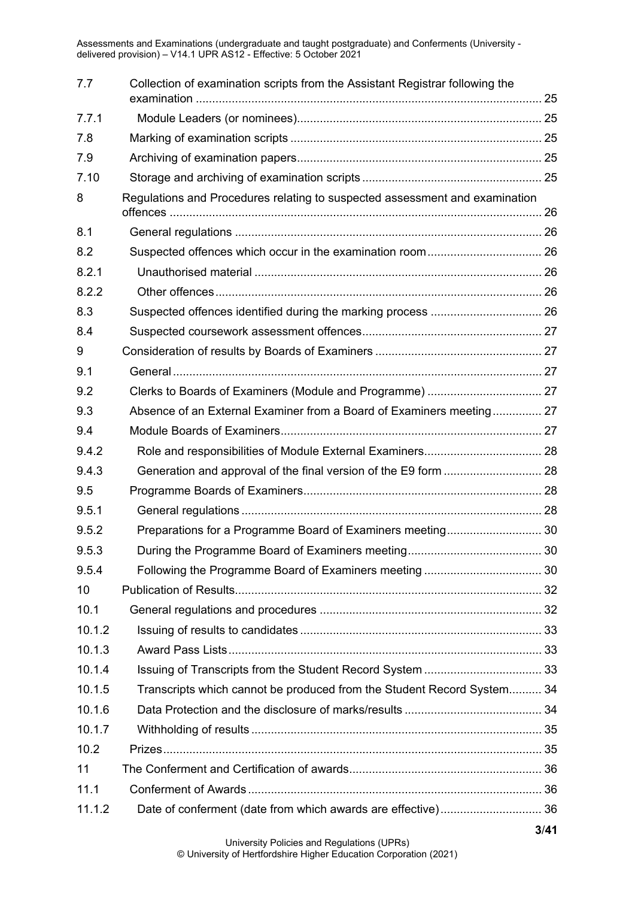| | | |
|---|---|---|
| 7.7 | Collection of examination scripts from the Assistant Registrar following the examination | 25 |
| 7.7.1 | Module Leaders (or nominees) | 25 |
| 7.8 | Marking of examination scripts | 25 |
| 7.9 | Archiving of examination papers | 25 |
| 7.10 | Storage and archiving of examination scripts | 25 |
| 8 | Regulations and Procedures relating to suspected assessment and examination offences | 26 |
| 8.1 | General regulations | 26 |
| 8.2 | Suspected offences which occur in the examination room | 26 |
| 8.2.1 | Unauthorised material | 26 |
| 8.2.2 | Other offences | 26 |
| 8.3 | Suspected offences identified during the marking process | 26 |
| 8.4 | Suspected coursework assessment offences | 27 |
| 9 | Consideration of results by Boards of Examiners | 27 |
| 9.1 | General | 27 |
| 9.2 | Clerks to Boards of Examiners (Module and Programme) | 27 |
| 9.3 | Absence of an External Examiner from a Board of Examiners meeting | 27 |
| 9.4 | Module Boards of Examiners | 27 |
| 9.4.2 | Role and responsibilities of Module External Examiners | 28 |
| 9.4.3 | Generation and approval of the final version of the E9 form | 28 |
| 9.5 | Programme Boards of Examiners | 28 |
| 9.5.1 | General regulations | 28 |
| 9.5.2 | Preparations for a Programme Board of Examiners meeting | 30 |
| 9.5.3 | During the Programme Board of Examiners meeting | 30 |
| 9.5.4 | Following the Programme Board of Examiners meeting | 30 |
| 10 | Publication of Results | 32 |
| 10.1 | General regulations and procedures | 32 |
| 10.1.2 | Issuing of results to candidates | 33 |
| 10.1.3 | Award Pass Lists | 33 |
| 10.1.4 | Issuing of Transcripts from the Student Record System | 33 |
| 10.1.5 | Transcripts which cannot be produced from the Student Record System | 34 |
| 10.1.6 | Data Protection and the disclosure of marks/results | 34 |
| 10.1.7 | Withholding of results | 35 |
| 10.2 | Prizes | 35 |
| 11 | The Conferment and Certification of awards | 36 |
| 11.1 | Conferment of Awards | 36 |
| 11.1.2 | Date of conferment (date from which awards are effective) | 36 |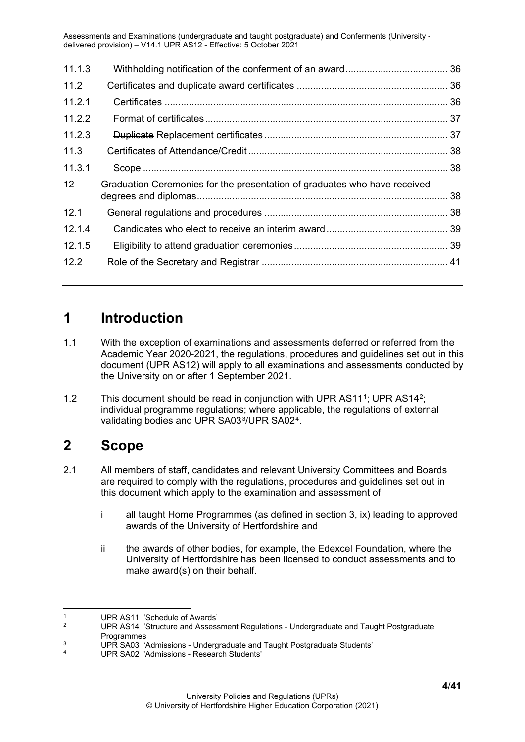| | | |
|---|---|---|
| 11.1.3 | Withholding notification of the conferment of an award | 36 |
| 11.2 | Certificates and duplicate award certificates | 36 |
| 11.2.1 | Certificates | 36 |
| 11.2.2 | Format of certificates | 37 |
| 11.2.3 | ~~Duplicate~~ Replacement certificates | 37 |
| 11.3 | Certificates of Attendance/Credit | 38 |
| 11.3.1 | Scope | 38 |
| 12 | Graduation Ceremonies for the presentation of graduates who have received degrees and diplomas | 38 |
| 12.1 | General regulations and procedures | 38 |
| 12.1.4 | Candidates who elect to receive an interim award | 39 |
| 12.1.5 | Eligibility to attend graduation ceremonies | 39 |
| 12.2 | Role of the Secretary and Registrar | 41 |

# 1 Introduction

1.1 With the exception of examinations and assessments deferred or referred from the Academic Year 2020-2021, the regulations, procedures and guidelines set out in this document (UPR AS12) will apply to all examinations and assessments conducted by the University on or after 1 September 2021.

1.2 This document should be read in conjunction with UPR AS11[1]; UPR AS14[2]; individual programme regulations; where applicable, the regulations of external validating bodies and UPR SA03[3]/UPR SA02[4].

# 2 Scope

2.1 All members of staff, candidates and relevant University Committees and Boards are required to comply with the regulations, procedures and guidelines set out in this document which apply to the examination and assessment of:

i all taught Home Programmes (as defined in section 3, ix) leading to approved awards of the University of Hertfordshire and

ii the awards of other bodies, for example, the Edexcel Foundation, where the University of Hertfordshire has been licensed to conduct assessments and to make award(s) on their behalf.

---

[1] UPR AS11 'Schedule of Awards'

[2] UPR AS14 'Structure and Assessment Regulations - Undergraduate and Taught Postgraduate Programmes

[3] UPR SA03 'Admissions - Undergraduate and Taught Postgraduate Students'

[4] UPR SA02 'Admissions - Research Students'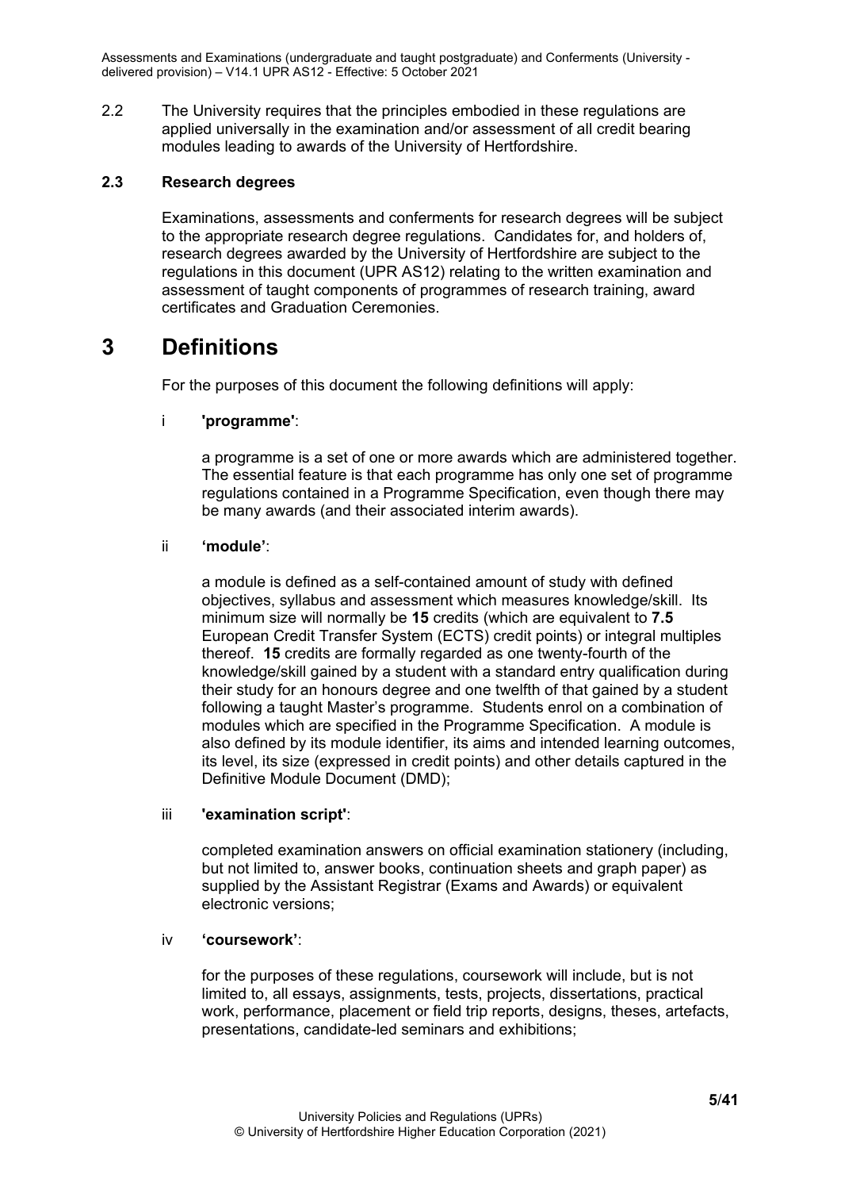2.2 The University requires that the principles embodied in these regulations are applied universally in the examination and/or assessment of all credit bearing modules leading to awards of the University of Hertfordshire.

**2.3 Research degrees**

Examinations, assessments and conferments for research degrees will be subject to the appropriate research degree regulations. Candidates for, and holders of, research degrees awarded by the University of Hertfordshire are subject to the regulations in this document (UPR AS12) relating to the written examination and assessment of taught components of programmes of research training, award certificates and Graduation Ceremonies.

# 3 Definitions

For the purposes of this document the following definitions will apply:

i **'programme'**:

a programme is a set of one or more awards which are administered together. The essential feature is that each programme has only one set of programme regulations contained in a Programme Specification, even though there may be many awards (and their associated interim awards).

ii **'module'**:

a module is defined as a self-contained amount of study with defined objectives, syllabus and assessment which measures knowledge/skill. Its minimum size will normally be **15** credits (which are equivalent to **7.5** European Credit Transfer System (ECTS) credit points) or integral multiples thereof. **15** credits are formally regarded as one twenty-fourth of the knowledge/skill gained by a student with a standard entry qualification during their study for an honours degree and one twelfth of that gained by a student following a taught Master's programme. Students enrol on a combination of modules which are specified in the Programme Specification. A module is also defined by its module identifier, its aims and intended learning outcomes, its level, its size (expressed in credit points) and other details captured in the Definitive Module Document (DMD);

iii **'examination script'**:

completed examination answers on official examination stationery (including, but not limited to, answer books, continuation sheets and graph paper) as supplied by the Assistant Registrar (Exams and Awards) or equivalent electronic versions;

iv **'coursework'**:

for the purposes of these regulations, coursework will include, but is not limited to, all essays, assignments, tests, projects, dissertations, practical work, performance, placement or field trip reports, designs, theses, artefacts, presentations, candidate-led seminars and exhibitions;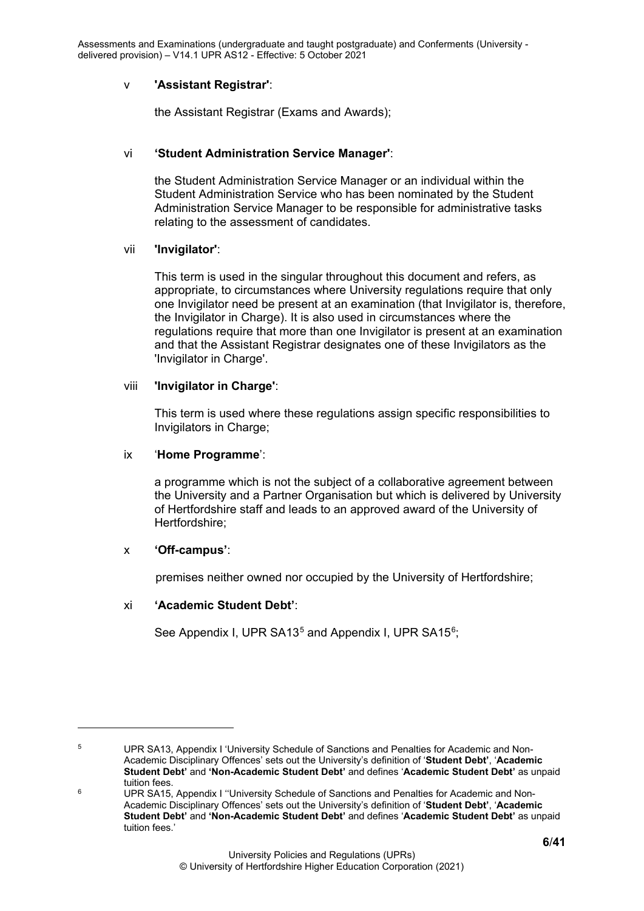v **'Assistant Registrar'**:

the Assistant Registrar (Exams and Awards);

vi **'Student Administration Service Manager'**:

the Student Administration Service Manager or an individual within the Student Administration Service who has been nominated by the Student Administration Service Manager to be responsible for administrative tasks relating to the assessment of candidates.

vii **'Invigilator'**:

This term is used in the singular throughout this document and refers, as appropriate, to circumstances where University regulations require that only one Invigilator need be present at an examination (that Invigilator is, therefore, the Invigilator in Charge). It is also used in circumstances where the regulations require that more than one Invigilator is present at an examination and that the Assistant Registrar designates one of these Invigilators as the 'Invigilator in Charge'.

viii **'Invigilator in Charge'**:

This term is used where these regulations assign specific responsibilities to Invigilators in Charge;

ix '**Home Programme**':

a programme which is not the subject of a collaborative agreement between the University and a Partner Organisation but which is delivered by University of Hertfordshire staff and leads to an approved award of the University of Hertfordshire;

x **'Off-campus'**:

premises neither owned nor occupied by the University of Hertfordshire;

xi **'Academic Student Debt'**:

See Appendix I, UPR SA13[5] and Appendix I, UPR SA15[6];

---

[5] UPR SA13, Appendix I 'University Schedule of Sanctions and Penalties for Academic and Non-Academic Disciplinary Offences' sets out the University's definition of '**Student Debt'**, '**Academic Student Debt'** and **'Non-Academic Student Debt'** and defines '**Academic Student Debt'** as unpaid tuition fees.

[6] UPR SA15, Appendix I ''University Schedule of Sanctions and Penalties for Academic and Non-Academic Disciplinary Offences' sets out the University's definition of '**Student Debt'**, '**Academic Student Debt'** and **'Non-Academic Student Debt'** and defines '**Academic Student Debt'** as unpaid tuition fees.'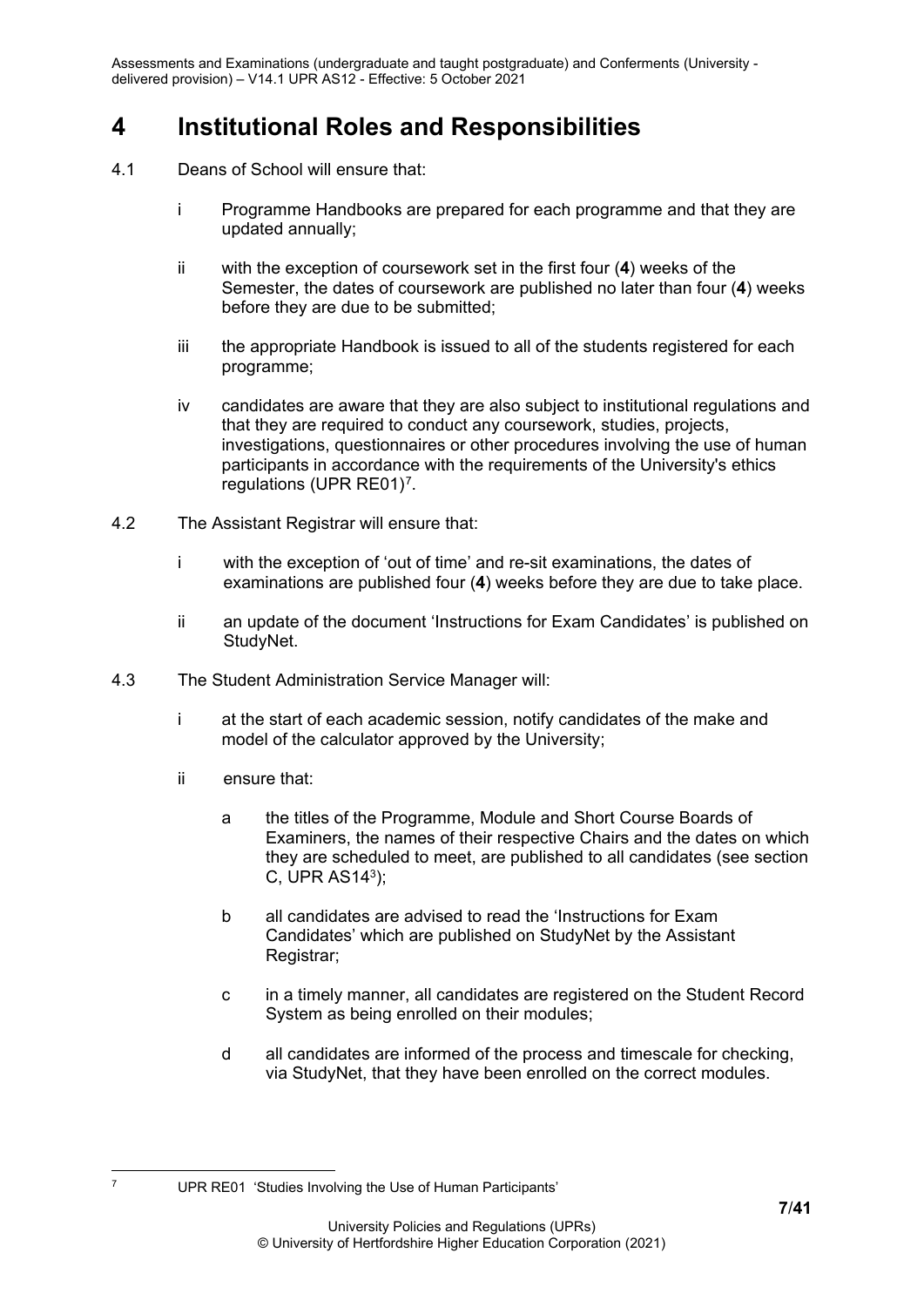# 4 Institutional Roles and Responsibilities

4.1 Deans of School will ensure that:

  i Programme Handbooks are prepared for each programme and that they are updated annually;

  ii with the exception of coursework set in the first four (**4**) weeks of the Semester, the dates of coursework are published no later than four (**4**) weeks before they are due to be submitted;

  iii the appropriate Handbook is issued to all of the students registered for each programme;

  iv candidates are aware that they are also subject to institutional regulations and that they are required to conduct any coursework, studies, projects, investigations, questionnaires or other procedures involving the use of human participants in accordance with the requirements of the University's ethics regulations (UPR RE01)[7].

4.2 The Assistant Registrar will ensure that:

  i with the exception of 'out of time' and re-sit examinations, the dates of examinations are published four (**4**) weeks before they are due to take place.

  ii an update of the document 'Instructions for Exam Candidates' is published on StudyNet.

4.3 The Student Administration Service Manager will:

  i at the start of each academic session, notify candidates of the make and model of the calculator approved by the University;

  ii ensure that:

    a the titles of the Programme, Module and Short Course Boards of Examiners, the names of their respective Chairs and the dates on which they are scheduled to meet, are published to all candidates (see section C, UPR AS14[3]);

    b all candidates are advised to read the 'Instructions for Exam Candidates' which are published on StudyNet by the Assistant Registrar;

    c in a timely manner, all candidates are registered on the Student Record System as being enrolled on their modules;

    d all candidates are informed of the process and timescale for checking, via StudyNet, that they have been enrolled on the correct modules.

---

[7] UPR RE01 'Studies Involving the Use of Human Participants'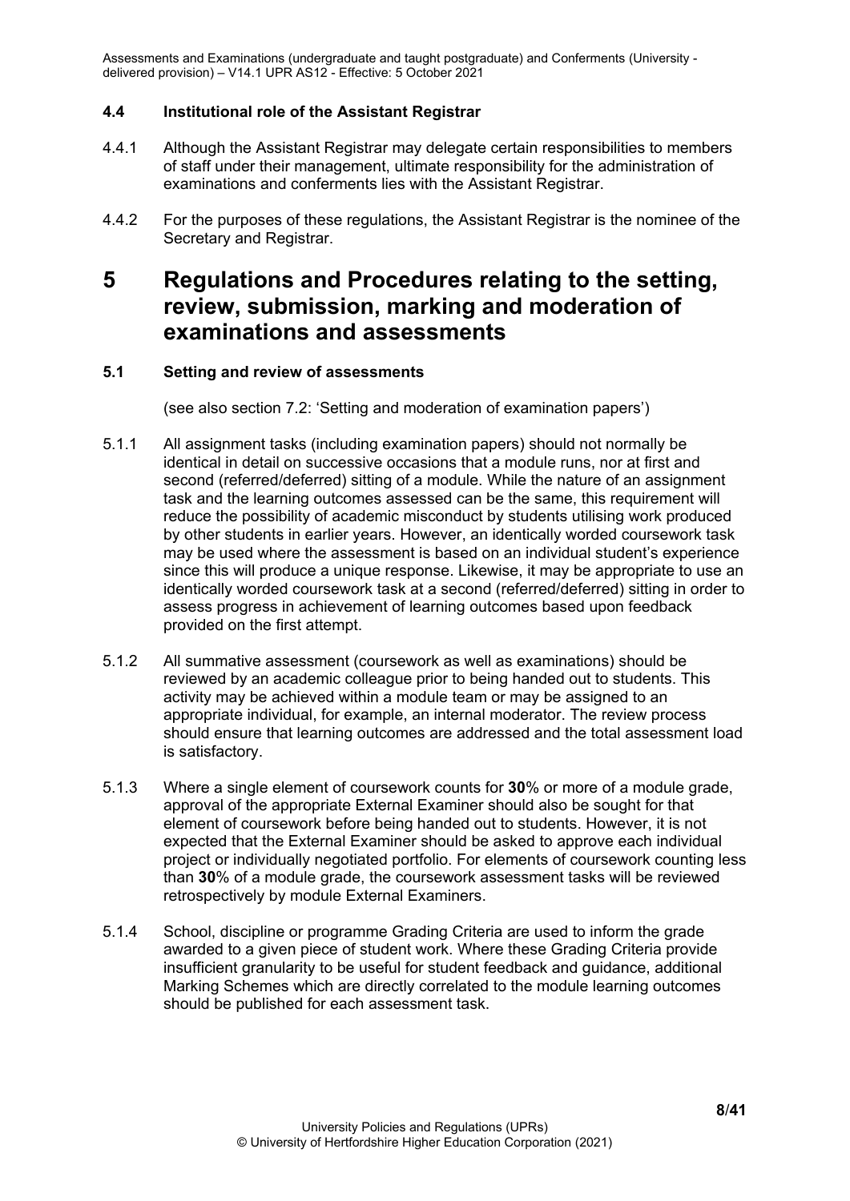### 4.4 Institutional role of the Assistant Registrar

4.4.1 Although the Assistant Registrar may delegate certain responsibilities to members of staff under their management, ultimate responsibility for the administration of examinations and conferments lies with the Assistant Registrar.

4.4.2 For the purposes of these regulations, the Assistant Registrar is the nominee of the Secretary and Registrar.

# 5 Regulations and Procedures relating to the setting, review, submission, marking and moderation of examinations and assessments

### 5.1 Setting and review of assessments

(see also section 7.2: 'Setting and moderation of examination papers')

5.1.1 All assignment tasks (including examination papers) should not normally be identical in detail on successive occasions that a module runs, nor at first and second (referred/deferred) sitting of a module. While the nature of an assignment task and the learning outcomes assessed can be the same, this requirement will reduce the possibility of academic misconduct by students utilising work produced by other students in earlier years. However, an identically worded coursework task may be used where the assessment is based on an individual student's experience since this will produce a unique response. Likewise, it may be appropriate to use an identically worded coursework task at a second (referred/deferred) sitting in order to assess progress in achievement of learning outcomes based upon feedback provided on the first attempt.

5.1.2 All summative assessment (coursework as well as examinations) should be reviewed by an academic colleague prior to being handed out to students. This activity may be achieved within a module team or may be assigned to an appropriate individual, for example, an internal moderator. The review process should ensure that learning outcomes are addressed and the total assessment load is satisfactory.

5.1.3 Where a single element of coursework counts for **30**% or more of a module grade, approval of the appropriate External Examiner should also be sought for that element of coursework before being handed out to students. However, it is not expected that the External Examiner should be asked to approve each individual project or individually negotiated portfolio. For elements of coursework counting less than **30**% of a module grade, the coursework assessment tasks will be reviewed retrospectively by module External Examiners.

5.1.4 School, discipline or programme Grading Criteria are used to inform the grade awarded to a given piece of student work. Where these Grading Criteria provide insufficient granularity to be useful for student feedback and guidance, additional Marking Schemes which are directly correlated to the module learning outcomes should be published for each assessment task.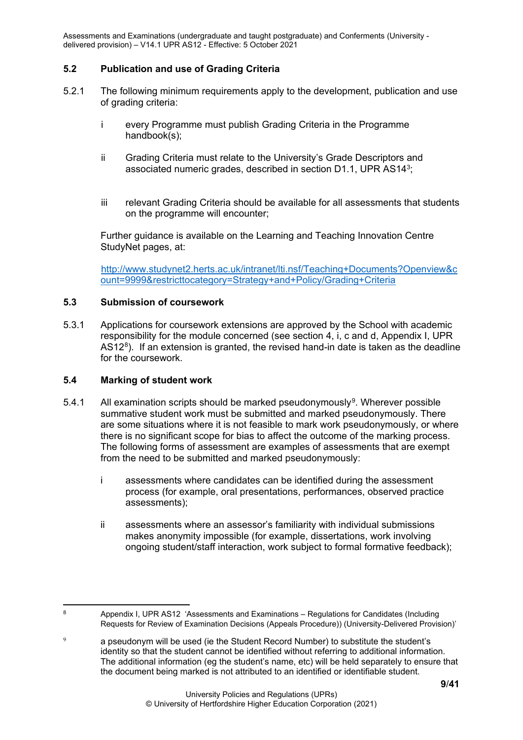### 5.2 Publication and use of Grading Criteria

5.2.1 The following minimum requirements apply to the development, publication and use of grading criteria:

- i every Programme must publish Grading Criteria in the Programme handbook(s);
- ii Grading Criteria must relate to the University's Grade Descriptors and associated numeric grades, described in section D1.1, UPR AS14[3];
- iii relevant Grading Criteria should be available for all assessments that students on the programme will encounter;

Further guidance is available on the Learning and Teaching Innovation Centre StudyNet pages, at:

http://www.studynet2.herts.ac.uk/intranet/lti.nsf/Teaching+Documents?Openview&count=9999&restricttocategory=Strategy+and+Policy/Grading+Criteria

### 5.3 Submission of coursework

5.3.1 Applications for coursework extensions are approved by the School with academic responsibility for the module concerned (see section 4, i, c and d, Appendix I, UPR AS12[8]). If an extension is granted, the revised hand-in date is taken as the deadline for the coursework.

### 5.4 Marking of student work

5.4.1 All examination scripts should be marked pseudonymously[9]. Wherever possible summative student work must be submitted and marked pseudonymously. There are some situations where it is not feasible to mark work pseudonymously, or where there is no significant scope for bias to affect the outcome of the marking process. The following forms of assessment are examples of assessments that are exempt from the need to be submitted and marked pseudonymously:

- i assessments where candidates can be identified during the assessment process (for example, oral presentations, performances, observed practice assessments);
- ii assessments where an assessor's familiarity with individual submissions makes anonymity impossible (for example, dissertations, work involving ongoing student/staff interaction, work subject to formal formative feedback);

---

[8] Appendix I, UPR AS12 'Assessments and Examinations – Regulations for Candidates (Including Requests for Review of Examination Decisions (Appeals Procedure)) (University-Delivered Provision)'

[9] a pseudonym will be used (ie the Student Record Number) to substitute the student's identity so that the student cannot be identified without referring to additional information. The additional information (eg the student's name, etc) will be held separately to ensure that the document being marked is not attributed to an identified or identifiable student.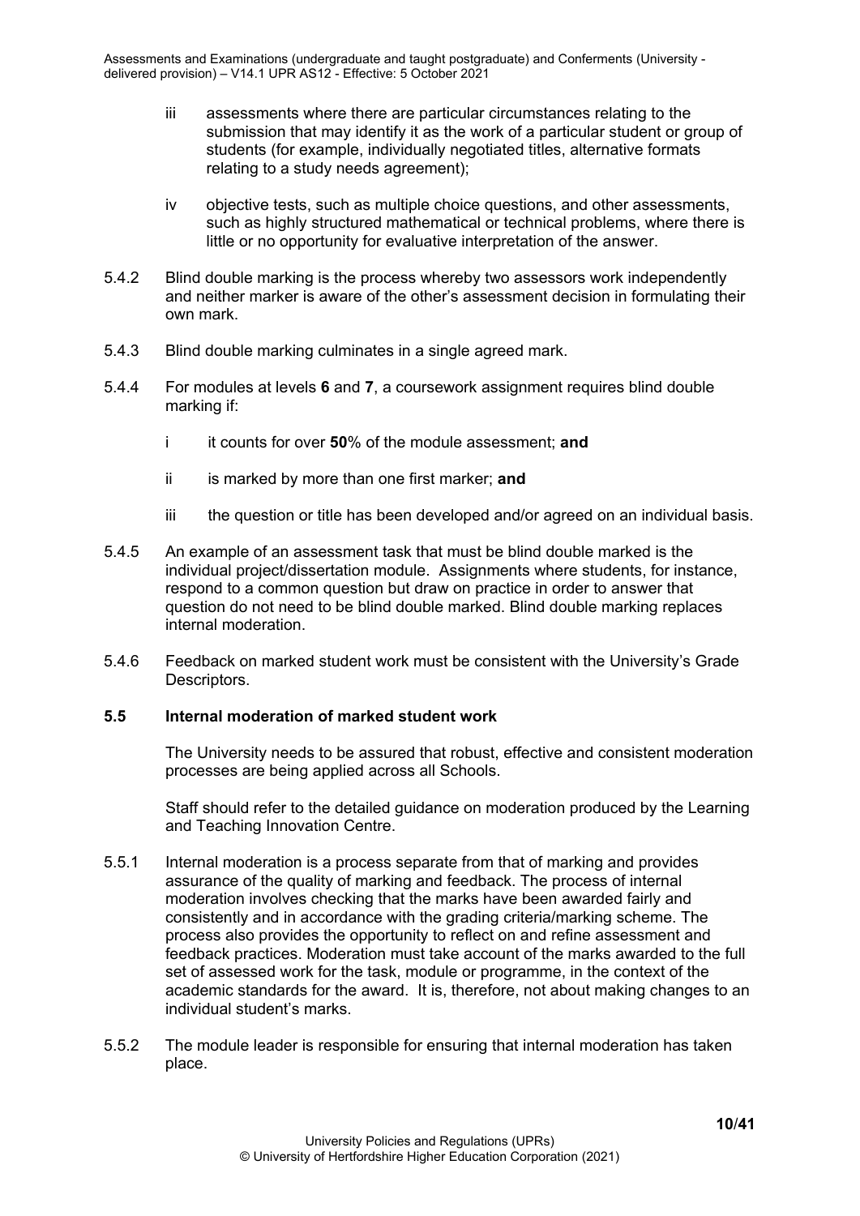iii assessments where there are particular circumstances relating to the submission that may identify it as the work of a particular student or group of students (for example, individually negotiated titles, alternative formats relating to a study needs agreement);

iv objective tests, such as multiple choice questions, and other assessments, such as highly structured mathematical or technical problems, where there is little or no opportunity for evaluative interpretation of the answer.

5.4.2 Blind double marking is the process whereby two assessors work independently and neither marker is aware of the other's assessment decision in formulating their own mark.

5.4.3 Blind double marking culminates in a single agreed mark.

5.4.4 For modules at levels **6** and **7**, a coursework assignment requires blind double marking if:

i it counts for over **50**% of the module assessment; **and**

ii is marked by more than one first marker; **and**

iii the question or title has been developed and/or agreed on an individual basis.

5.4.5 An example of an assessment task that must be blind double marked is the individual project/dissertation module. Assignments where students, for instance, respond to a common question but draw on practice in order to answer that question do not need to be blind double marked. Blind double marking replaces internal moderation.

5.4.6 Feedback on marked student work must be consistent with the University's Grade Descriptors.

### 5.5 Internal moderation of marked student work

The University needs to be assured that robust, effective and consistent moderation processes are being applied across all Schools.

Staff should refer to the detailed guidance on moderation produced by the Learning and Teaching Innovation Centre.

5.5.1 Internal moderation is a process separate from that of marking and provides assurance of the quality of marking and feedback. The process of internal moderation involves checking that the marks have been awarded fairly and consistently and in accordance with the grading criteria/marking scheme. The process also provides the opportunity to reflect on and refine assessment and feedback practices. Moderation must take account of the marks awarded to the full set of assessed work for the task, module or programme, in the context of the academic standards for the award. It is, therefore, not about making changes to an individual student's marks.

5.5.2 The module leader is responsible for ensuring that internal moderation has taken place.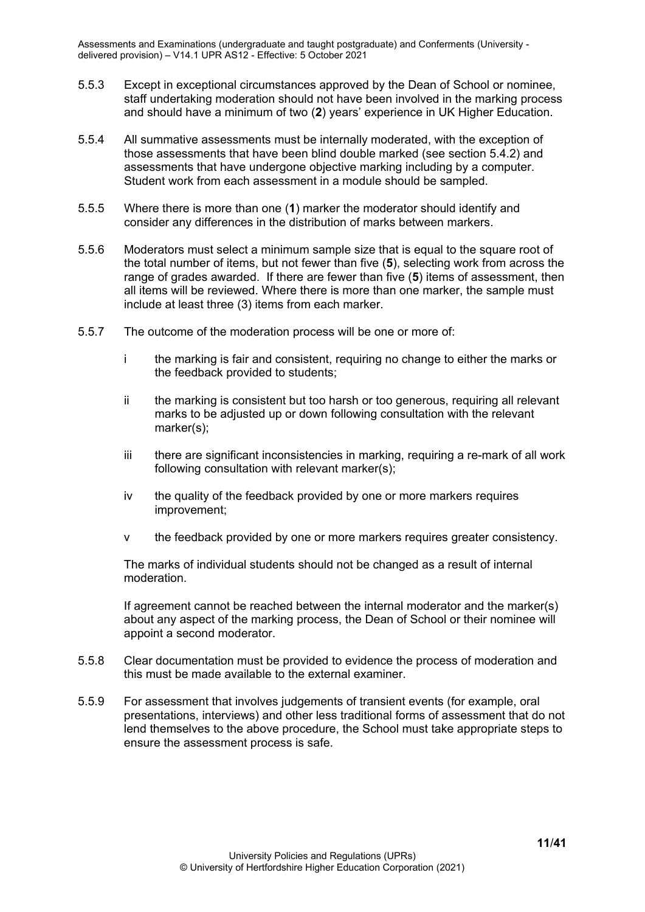5.5.3 Except in exceptional circumstances approved by the Dean of School or nominee, staff undertaking moderation should not have been involved in the marking process and should have a minimum of two (**2**) years' experience in UK Higher Education.

5.5.4 All summative assessments must be internally moderated, with the exception of those assessments that have been blind double marked (see section 5.4.2) and assessments that have undergone objective marking including by a computer. Student work from each assessment in a module should be sampled.

5.5.5 Where there is more than one (**1**) marker the moderator should identify and consider any differences in the distribution of marks between markers.

5.5.6 Moderators must select a minimum sample size that is equal to the square root of the total number of items, but not fewer than five (**5**), selecting work from across the range of grades awarded. If there are fewer than five (**5**) items of assessment, then all items will be reviewed. Where there is more than one marker, the sample must include at least three (3) items from each marker.

5.5.7 The outcome of the moderation process will be one or more of:

- i the marking is fair and consistent, requiring no change to either the marks or the feedback provided to students;
- ii the marking is consistent but too harsh or too generous, requiring all relevant marks to be adjusted up or down following consultation with the relevant marker(s);
- iii there are significant inconsistencies in marking, requiring a re-mark of all work following consultation with relevant marker(s);
- iv the quality of the feedback provided by one or more markers requires improvement;
- v the feedback provided by one or more markers requires greater consistency.

The marks of individual students should not be changed as a result of internal moderation.

If agreement cannot be reached between the internal moderator and the marker(s) about any aspect of the marking process, the Dean of School or their nominee will appoint a second moderator.

5.5.8 Clear documentation must be provided to evidence the process of moderation and this must be made available to the external examiner.

5.5.9 For assessment that involves judgements of transient events (for example, oral presentations, interviews) and other less traditional forms of assessment that do not lend themselves to the above procedure, the School must take appropriate steps to ensure the assessment process is safe.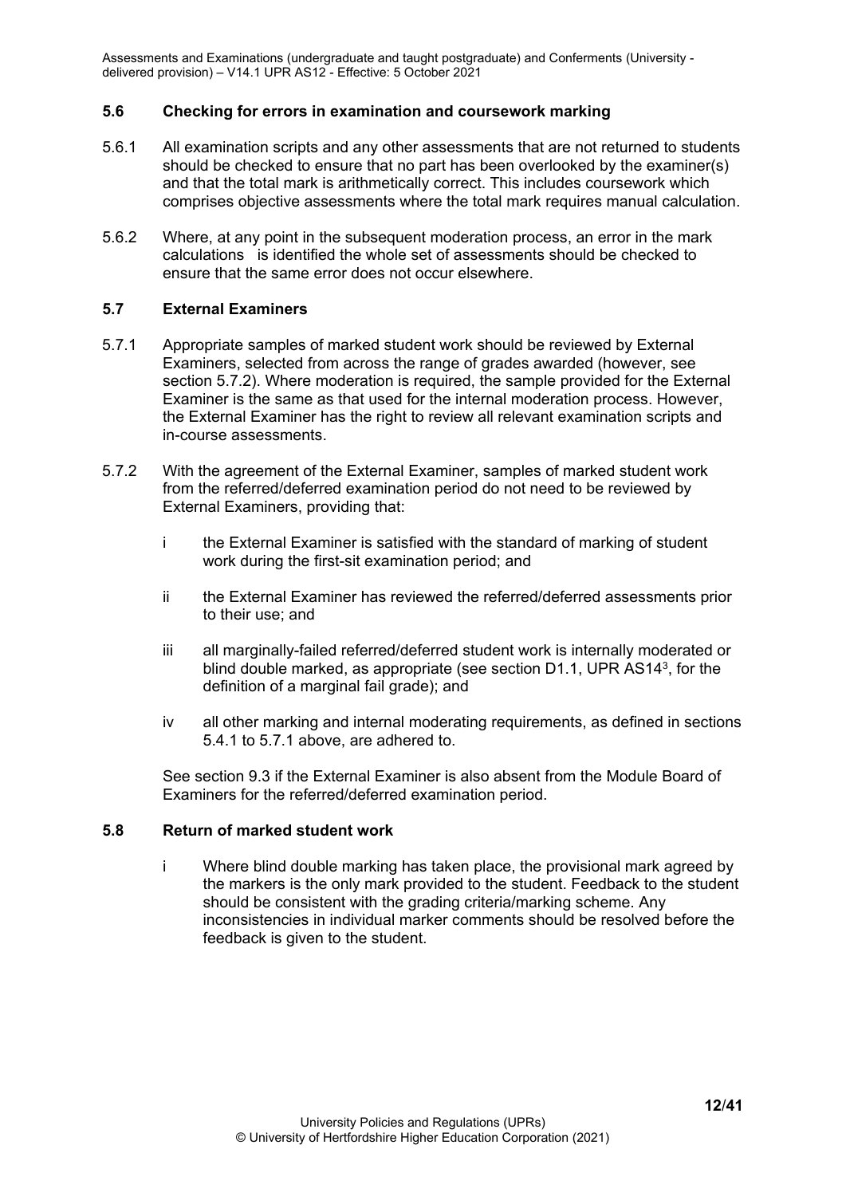### 5.6 Checking for errors in examination and coursework marking

5.6.1 All examination scripts and any other assessments that are not returned to students should be checked to ensure that no part has been overlooked by the examiner(s) and that the total mark is arithmetically correct. This includes coursework which comprises objective assessments where the total mark requires manual calculation.

5.6.2 Where, at any point in the subsequent moderation process, an error in the mark calculations is identified the whole set of assessments should be checked to ensure that the same error does not occur elsewhere.

### 5.7 External Examiners

5.7.1 Appropriate samples of marked student work should be reviewed by External Examiners, selected from across the range of grades awarded (however, see section 5.7.2). Where moderation is required, the sample provided for the External Examiner is the same as that used for the internal moderation process. However, the External Examiner has the right to review all relevant examination scripts and in-course assessments.

5.7.2 With the agreement of the External Examiner, samples of marked student work from the referred/deferred examination period do not need to be reviewed by External Examiners, providing that:

i the External Examiner is satisfied with the standard of marking of student work during the first-sit examination period; and

ii the External Examiner has reviewed the referred/deferred assessments prior to their use; and

iii all marginally-failed referred/deferred student work is internally moderated or blind double marked, as appropriate (see section D1.1, UPR AS14[3], for the definition of a marginal fail grade); and

iv all other marking and internal moderating requirements, as defined in sections 5.4.1 to 5.7.1 above, are adhered to.

See section 9.3 if the External Examiner is also absent from the Module Board of Examiners for the referred/deferred examination period.

### 5.8 Return of marked student work

i Where blind double marking has taken place, the provisional mark agreed by the markers is the only mark provided to the student. Feedback to the student should be consistent with the grading criteria/marking scheme. Any inconsistencies in individual marker comments should be resolved before the feedback is given to the student.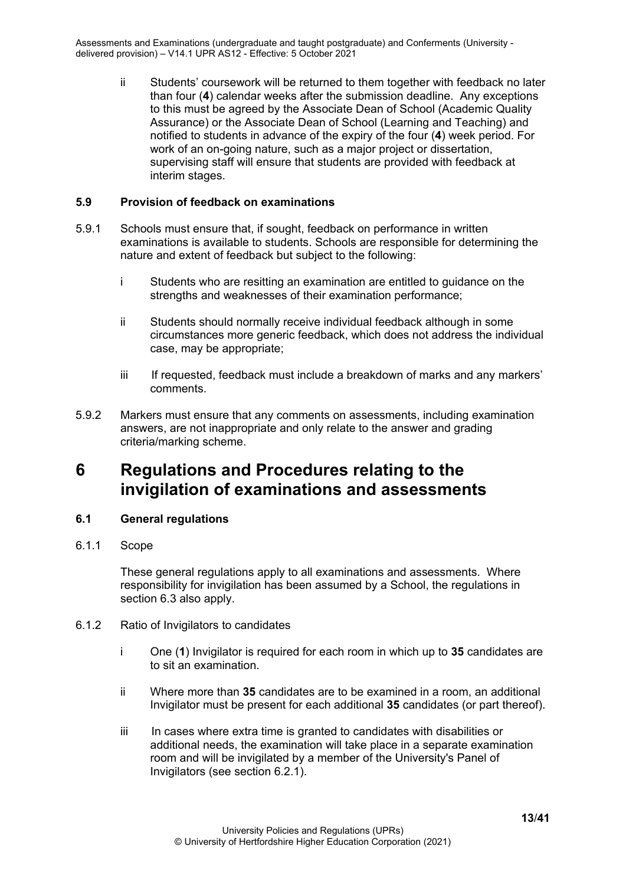ii Students' coursework will be returned to them together with feedback no later than four (**4**) calendar weeks after the submission deadline. Any exceptions to this must be agreed by the Associate Dean of School (Academic Quality Assurance) or the Associate Dean of School (Learning and Teaching) and notified to students in advance of the expiry of the four (**4**) week period. For work of an on-going nature, such as a major project or dissertation, supervising staff will ensure that students are provided with feedback at interim stages.

### 5.9 Provision of feedback on examinations

5.9.1 Schools must ensure that, if sought, feedback on performance in written examinations is available to students. Schools are responsible for determining the nature and extent of feedback but subject to the following:

i Students who are resitting an examination are entitled to guidance on the strengths and weaknesses of their examination performance;

ii Students should normally receive individual feedback although in some circumstances more generic feedback, which does not address the individual case, may be appropriate;

iii If requested, feedback must include a breakdown of marks and any markers' comments.

5.9.2 Markers must ensure that any comments on assessments, including examination answers, are not inappropriate and only relate to the answer and grading criteria/marking scheme.

# 6 Regulations and Procedures relating to the invigilation of examinations and assessments

### 6.1 General regulations

6.1.1 Scope

These general regulations apply to all examinations and assessments. Where responsibility for invigilation has been assumed by a School, the regulations in section 6.3 also apply.

6.1.2 Ratio of Invigilators to candidates

i One (**1**) Invigilator is required for each room in which up to **35** candidates are to sit an examination.

ii Where more than **35** candidates are to be examined in a room, an additional Invigilator must be present for each additional **35** candidates (or part thereof).

iii In cases where extra time is granted to candidates with disabilities or additional needs, the examination will take place in a separate examination room and will be invigilated by a member of the University's Panel of Invigilators (see section 6.2.1).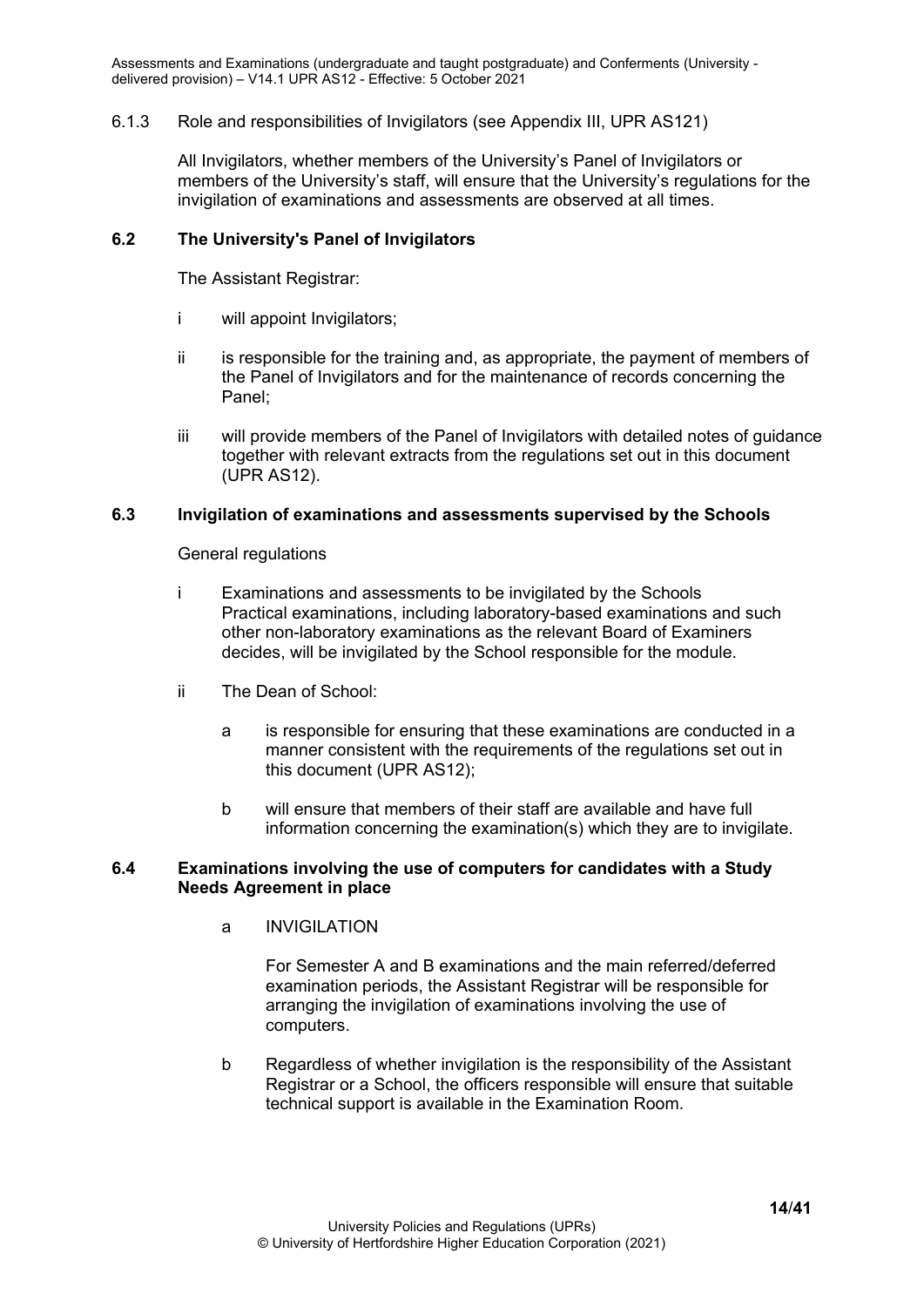6.1.3 Role and responsibilities of Invigilators (see Appendix III, UPR AS121)

All Invigilators, whether members of the University's Panel of Invigilators or members of the University's staff, will ensure that the University's regulations for the invigilation of examinations and assessments are observed at all times.

**6.2 The University's Panel of Invigilators**

The Assistant Registrar:

i will appoint Invigilators;

ii is responsible for the training and, as appropriate, the payment of members of the Panel of Invigilators and for the maintenance of records concerning the Panel;

iii will provide members of the Panel of Invigilators with detailed notes of guidance together with relevant extracts from the regulations set out in this document (UPR AS12).

**6.3 Invigilation of examinations and assessments supervised by the Schools**

General regulations

i Examinations and assessments to be invigilated by the Schools
Practical examinations, including laboratory-based examinations and such other non-laboratory examinations as the relevant Board of Examiners decides, will be invigilated by the School responsible for the module.

ii The Dean of School:

a is responsible for ensuring that these examinations are conducted in a manner consistent with the requirements of the regulations set out in this document (UPR AS12);

b will ensure that members of their staff are available and have full information concerning the examination(s) which they are to invigilate.

**6.4 Examinations involving the use of computers for candidates with a Study Needs Agreement in place**

a INVIGILATION

For Semester A and B examinations and the main referred/deferred examination periods, the Assistant Registrar will be responsible for arranging the invigilation of examinations involving the use of computers.

b Regardless of whether invigilation is the responsibility of the Assistant Registrar or a School, the officers responsible will ensure that suitable technical support is available in the Examination Room.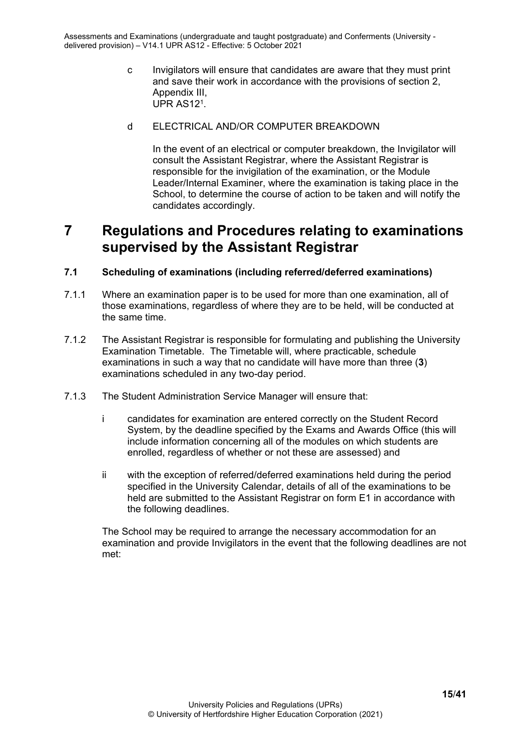c Invigilators will ensure that candidates are aware that they must print and save their work in accordance with the provisions of section 2, Appendix III, UPR AS12[1].

d ELECTRICAL AND/OR COMPUTER BREAKDOWN

In the event of an electrical or computer breakdown, the Invigilator will consult the Assistant Registrar, where the Assistant Registrar is responsible for the invigilation of the examination, or the Module Leader/Internal Examiner, where the examination is taking place in the School, to determine the course of action to be taken and will notify the candidates accordingly.

# 7 Regulations and Procedures relating to examinations supervised by the Assistant Registrar

### 7.1 Scheduling of examinations (including referred/deferred examinations)

7.1.1 Where an examination paper is to be used for more than one examination, all of those examinations, regardless of where they are to be held, will be conducted at the same time.

7.1.2 The Assistant Registrar is responsible for formulating and publishing the University Examination Timetable. The Timetable will, where practicable, schedule examinations in such a way that no candidate will have more than three (**3**) examinations scheduled in any two-day period.

7.1.3 The Student Administration Service Manager will ensure that:

i candidates for examination are entered correctly on the Student Record System, by the deadline specified by the Exams and Awards Office (this will include information concerning all of the modules on which students are enrolled, regardless of whether or not these are assessed) and

ii with the exception of referred/deferred examinations held during the period specified in the University Calendar, details of all of the examinations to be held are submitted to the Assistant Registrar on form E1 in accordance with the following deadlines.

The School may be required to arrange the necessary accommodation for an examination and provide Invigilators in the event that the following deadlines are not met: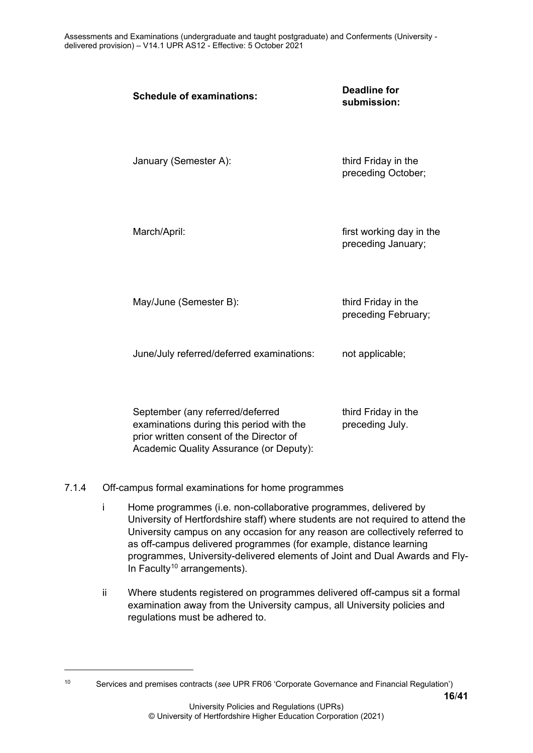| **Schedule of examinations:** | **Deadline for submission:** |
| --- | --- |
| January (Semester A): | third Friday in the preceding October; |
| March/April: | first working day in the preceding January; |
| May/June (Semester B): | third Friday in the preceding February; |
| June/July referred/deferred examinations: | not applicable; |
| September (any referred/deferred examinations during this period with the prior written consent of the Director of Academic Quality Assurance (or Deputy): | third Friday in the preceding July. |

7.1.4 Off-campus formal examinations for home programmes

i Home programmes (i.e. non-collaborative programmes, delivered by University of Hertfordshire staff) where students are not required to attend the University campus on any occasion for any reason are collectively referred to as off-campus delivered programmes (for example, distance learning programmes, University-delivered elements of Joint and Dual Awards and Fly-In Faculty[10] arrangements).

ii Where students registered on programmes delivered off-campus sit a formal examination away from the University campus, all University policies and regulations must be adhered to.

---

[10] Services and premises contracts (*see* UPR FR06 'Corporate Governance and Financial Regulation')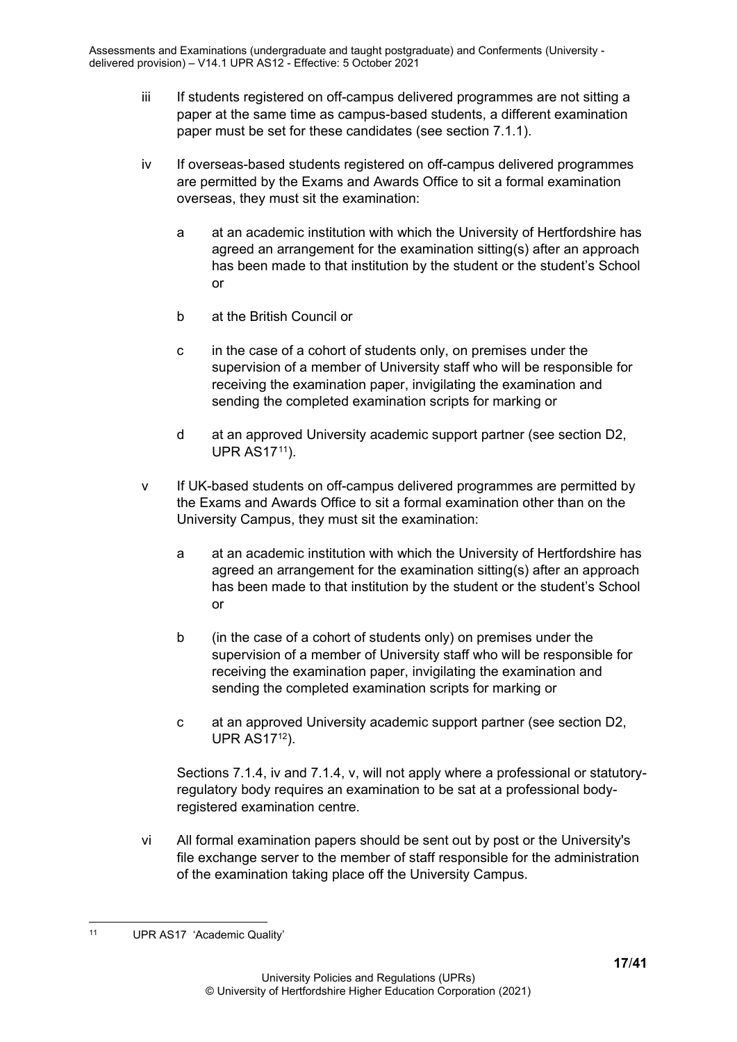- iii If students registered on off-campus delivered programmes are not sitting a paper at the same time as campus-based students, a different examination paper must be set for these candidates (see section 7.1.1).

- iv If overseas-based students registered on off-campus delivered programmes are permitted by the Exams and Awards Office to sit a formal examination overseas, they must sit the examination:

  - a at an academic institution with which the University of Hertfordshire has agreed an arrangement for the examination sitting(s) after an approach has been made to that institution by the student or the student's School or

  - b at the British Council or

  - c in the case of a cohort of students only, on premises under the supervision of a member of University staff who will be responsible for receiving the examination paper, invigilating the examination and sending the completed examination scripts for marking or

  - d at an approved University academic support partner (see section D2, UPR AS17[11]).

- v If UK-based students on off-campus delivered programmes are permitted by the Exams and Awards Office to sit a formal examination other than on the University Campus, they must sit the examination:

  - a at an academic institution with which the University of Hertfordshire has agreed an arrangement for the examination sitting(s) after an approach has been made to that institution by the student or the student's School or

  - b (in the case of a cohort of students only) on premises under the supervision of a member of University staff who will be responsible for receiving the examination paper, invigilating the examination and sending the completed examination scripts for marking or

  - c at an approved University academic support partner (see section D2, UPR AS17[12]).

  Sections 7.1.4, iv and 7.1.4, v, will not apply where a professional or statutory-regulatory body requires an examination to be sat at a professional body-registered examination centre.

- vi All formal examination papers should be sent out by post or the University's file exchange server to the member of staff responsible for the administration of the examination taking place off the University Campus.

---

[11] UPR AS17 'Academic Quality'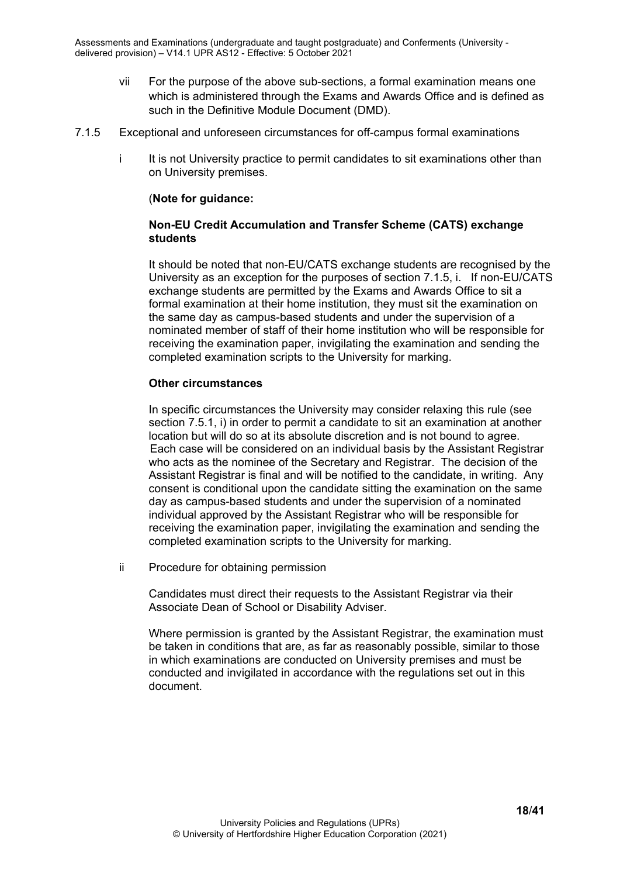vii For the purpose of the above sub-sections, a formal examination means one which is administered through the Exams and Awards Office and is defined as such in the Definitive Module Document (DMD).

7.1.5 Exceptional and unforeseen circumstances for off-campus formal examinations

i It is not University practice to permit candidates to sit examinations other than on University premises.

(**Note for guidance:**

**Non-EU Credit Accumulation and Transfer Scheme (CATS) exchange students**

It should be noted that non-EU/CATS exchange students are recognised by the University as an exception for the purposes of section 7.1.5, i. If non-EU/CATS exchange students are permitted by the Exams and Awards Office to sit a formal examination at their home institution, they must sit the examination on the same day as campus-based students and under the supervision of a nominated member of staff of their home institution who will be responsible for receiving the examination paper, invigilating the examination and sending the completed examination scripts to the University for marking.

**Other circumstances**

In specific circumstances the University may consider relaxing this rule (see section 7.5.1, i) in order to permit a candidate to sit an examination at another location but will do so at its absolute discretion and is not bound to agree. Each case will be considered on an individual basis by the Assistant Registrar who acts as the nominee of the Secretary and Registrar. The decision of the Assistant Registrar is final and will be notified to the candidate, in writing. Any consent is conditional upon the candidate sitting the examination on the same day as campus-based students and under the supervision of a nominated individual approved by the Assistant Registrar who will be responsible for receiving the examination paper, invigilating the examination and sending the completed examination scripts to the University for marking.

ii Procedure for obtaining permission

Candidates must direct their requests to the Assistant Registrar via their Associate Dean of School or Disability Adviser.

Where permission is granted by the Assistant Registrar, the examination must be taken in conditions that are, as far as reasonably possible, similar to those in which examinations are conducted on University premises and must be conducted and invigilated in accordance with the regulations set out in this document.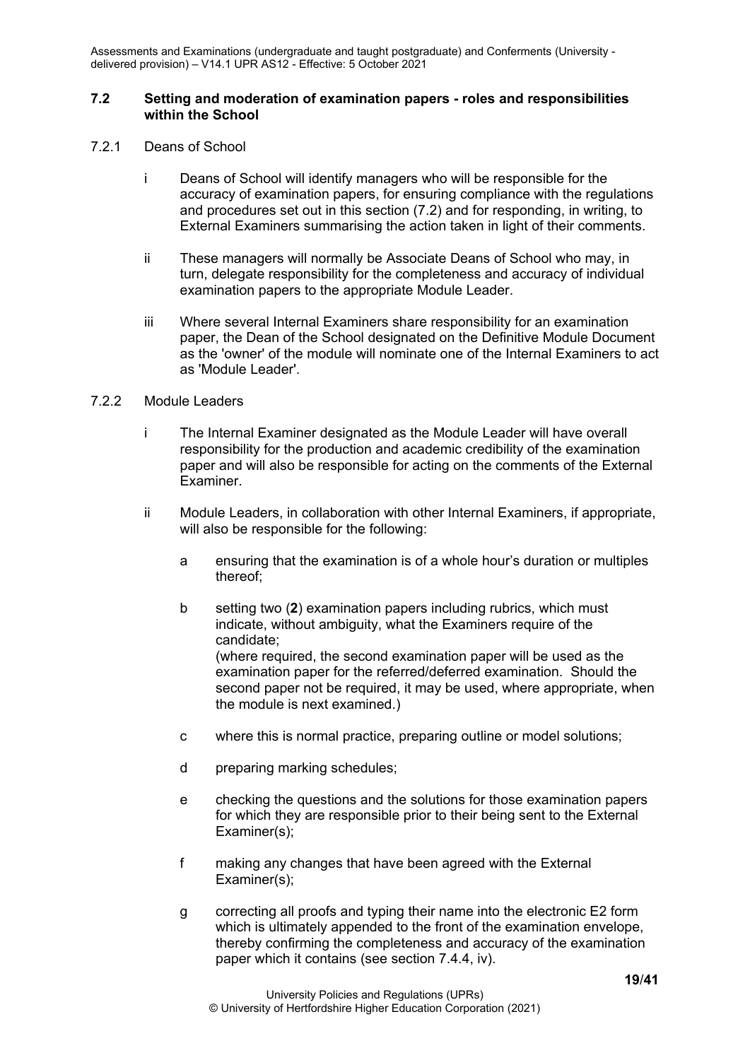### 7.2 Setting and moderation of examination papers - roles and responsibilities within the School

7.2.1 Deans of School

i Deans of School will identify managers who will be responsible for the accuracy of examination papers, for ensuring compliance with the regulations and procedures set out in this section (7.2) and for responding, in writing, to External Examiners summarising the action taken in light of their comments.

ii These managers will normally be Associate Deans of School who may, in turn, delegate responsibility for the completeness and accuracy of individual examination papers to the appropriate Module Leader.

iii Where several Internal Examiners share responsibility for an examination paper, the Dean of the School designated on the Definitive Module Document as the 'owner' of the module will nominate one of the Internal Examiners to act as 'Module Leader'.

7.2.2 Module Leaders

i The Internal Examiner designated as the Module Leader will have overall responsibility for the production and academic credibility of the examination paper and will also be responsible for acting on the comments of the External Examiner.

ii Module Leaders, in collaboration with other Internal Examiners, if appropriate, will also be responsible for the following:

a ensuring that the examination is of a whole hour's duration or multiples thereof;

b setting two (**2**) examination papers including rubrics, which must indicate, without ambiguity, what the Examiners require of the candidate;
(where required, the second examination paper will be used as the examination paper for the referred/deferred examination. Should the second paper not be required, it may be used, where appropriate, when the module is next examined.)

c where this is normal practice, preparing outline or model solutions;

d preparing marking schedules;

e checking the questions and the solutions for those examination papers for which they are responsible prior to their being sent to the External Examiner(s);

f making any changes that have been agreed with the External Examiner(s);

g correcting all proofs and typing their name into the electronic E2 form which is ultimately appended to the front of the examination envelope, thereby confirming the completeness and accuracy of the examination paper which it contains (see section 7.4.4, iv).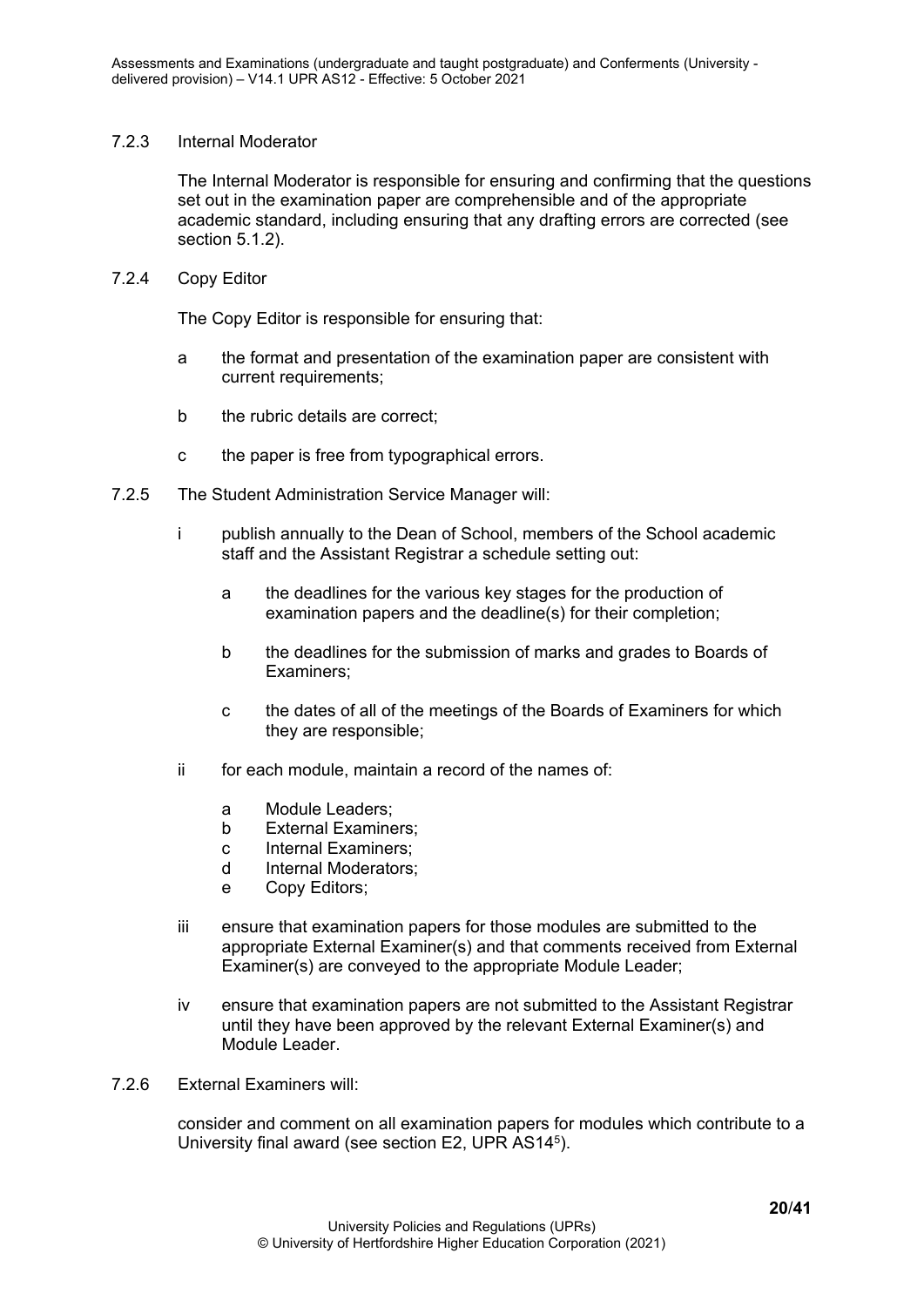7.2.3 Internal Moderator

The Internal Moderator is responsible for ensuring and confirming that the questions set out in the examination paper are comprehensible and of the appropriate academic standard, including ensuring that any drafting errors are corrected (see section 5.1.2).

7.2.4 Copy Editor

The Copy Editor is responsible for ensuring that:

- a the format and presentation of the examination paper are consistent with current requirements;
- b the rubric details are correct;
- c the paper is free from typographical errors.

7.2.5 The Student Administration Service Manager will:

- i publish annually to the Dean of School, members of the School academic staff and the Assistant Registrar a schedule setting out:
  - a the deadlines for the various key stages for the production of examination papers and the deadline(s) for their completion;
  - b the deadlines for the submission of marks and grades to Boards of Examiners;
  - c the dates of all of the meetings of the Boards of Examiners for which they are responsible;
- ii for each module, maintain a record of the names of:
  - a Module Leaders;
  - b External Examiners;
  - c Internal Examiners;
  - d Internal Moderators;
  - e Copy Editors;
- iii ensure that examination papers for those modules are submitted to the appropriate External Examiner(s) and that comments received from External Examiner(s) are conveyed to the appropriate Module Leader;
- iv ensure that examination papers are not submitted to the Assistant Registrar until they have been approved by the relevant External Examiner(s) and Module Leader.

7.2.6 External Examiners will:

consider and comment on all examination papers for modules which contribute to a University final award (see section E2, UPR AS14[5]).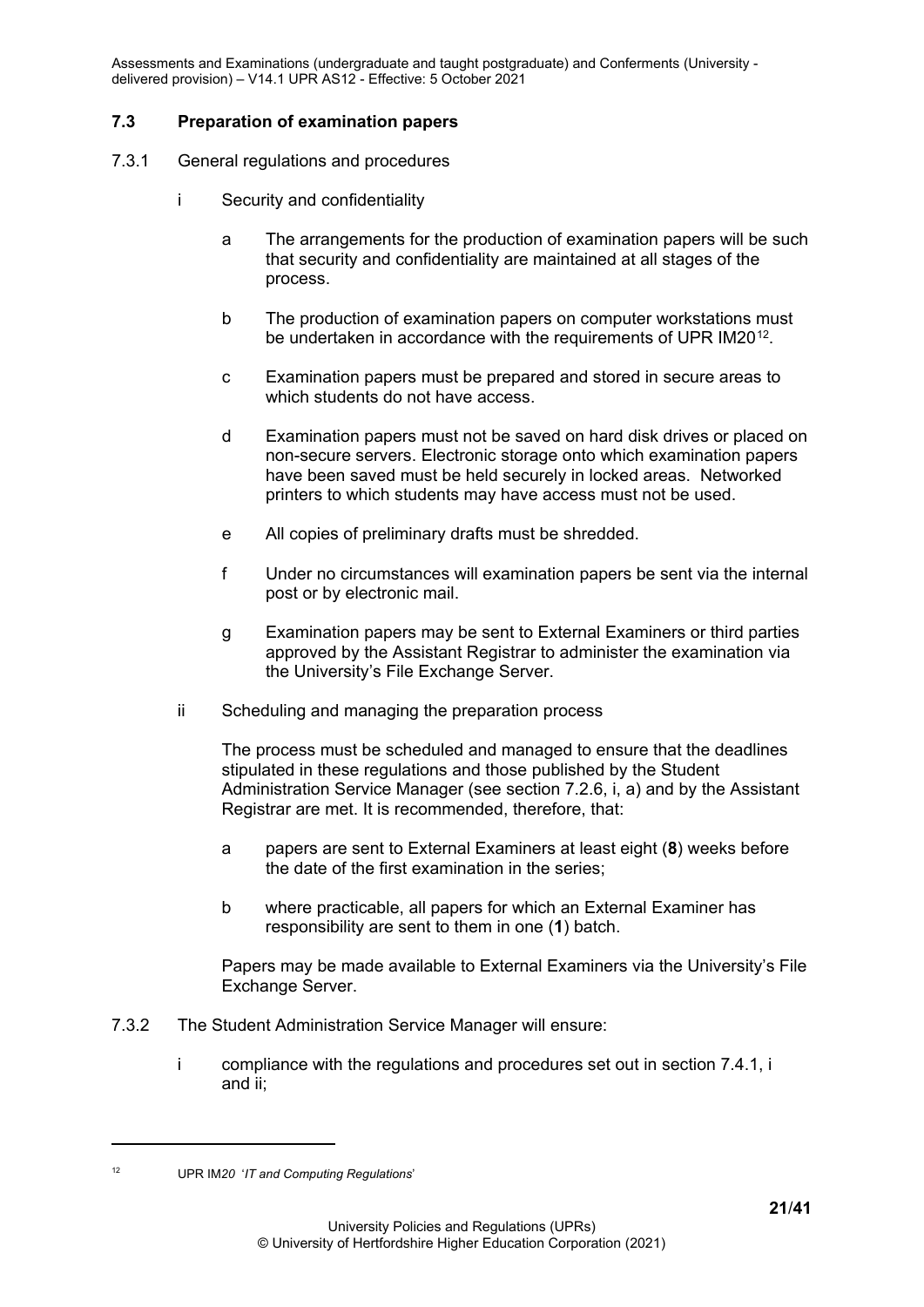### 7.3 Preparation of examination papers

7.3.1 General regulations and procedures

i Security and confidentiality

a The arrangements for the production of examination papers will be such that security and confidentiality are maintained at all stages of the process.

b The production of examination papers on computer workstations must be undertaken in accordance with the requirements of UPR IM20[12].

c Examination papers must be prepared and stored in secure areas to which students do not have access.

d Examination papers must not be saved on hard disk drives or placed on non-secure servers. Electronic storage onto which examination papers have been saved must be held securely in locked areas. Networked printers to which students may have access must not be used.

e All copies of preliminary drafts must be shredded.

f Under no circumstances will examination papers be sent via the internal post or by electronic mail.

g Examination papers may be sent to External Examiners or third parties approved by the Assistant Registrar to administer the examination via the University's File Exchange Server.

ii Scheduling and managing the preparation process

The process must be scheduled and managed to ensure that the deadlines stipulated in these regulations and those published by the Student Administration Service Manager (see section 7.2.6, i, a) and by the Assistant Registrar are met. It is recommended, therefore, that:

a papers are sent to External Examiners at least eight (**8**) weeks before the date of the first examination in the series;

b where practicable, all papers for which an External Examiner has responsibility are sent to them in one (**1**) batch.

Papers may be made available to External Examiners via the University's File Exchange Server.

7.3.2 The Student Administration Service Manager will ensure:

i compliance with the regulations and procedures set out in section 7.4.1, i and ii;

---

[12] UPR IM*20* '*IT and Computing Regulations*'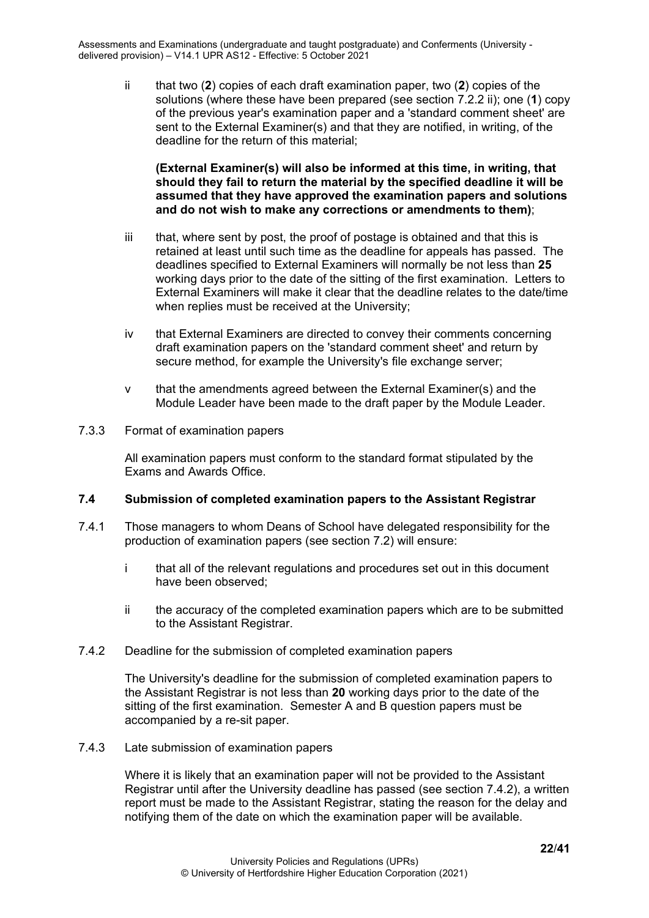ii that two (**2**) copies of each draft examination paper, two (**2**) copies of the solutions (where these have been prepared (see section 7.2.2 ii); one (**1**) copy of the previous year's examination paper and a 'standard comment sheet' are sent to the External Examiner(s) and that they are notified, in writing, of the deadline for the return of this material;

**(External Examiner(s) will also be informed at this time, in writing, that should they fail to return the material by the specified deadline it will be assumed that they have approved the examination papers and solutions and do not wish to make any corrections or amendments to them)**;

iii that, where sent by post, the proof of postage is obtained and that this is retained at least until such time as the deadline for appeals has passed. The deadlines specified to External Examiners will normally be not less than **25** working days prior to the date of the sitting of the first examination. Letters to External Examiners will make it clear that the deadline relates to the date/time when replies must be received at the University;

iv that External Examiners are directed to convey their comments concerning draft examination papers on the 'standard comment sheet' and return by secure method, for example the University's file exchange server;

v that the amendments agreed between the External Examiner(s) and the Module Leader have been made to the draft paper by the Module Leader.

7.3.3 Format of examination papers

All examination papers must conform to the standard format stipulated by the Exams and Awards Office.

### 7.4 Submission of completed examination papers to the Assistant Registrar

7.4.1 Those managers to whom Deans of School have delegated responsibility for the production of examination papers (see section 7.2) will ensure:

i that all of the relevant regulations and procedures set out in this document have been observed;

ii the accuracy of the completed examination papers which are to be submitted to the Assistant Registrar.

7.4.2 Deadline for the submission of completed examination papers

The University's deadline for the submission of completed examination papers to the Assistant Registrar is not less than **20** working days prior to the date of the sitting of the first examination. Semester A and B question papers must be accompanied by a re-sit paper.

7.4.3 Late submission of examination papers

Where it is likely that an examination paper will not be provided to the Assistant Registrar until after the University deadline has passed (see section 7.4.2), a written report must be made to the Assistant Registrar, stating the reason for the delay and notifying them of the date on which the examination paper will be available.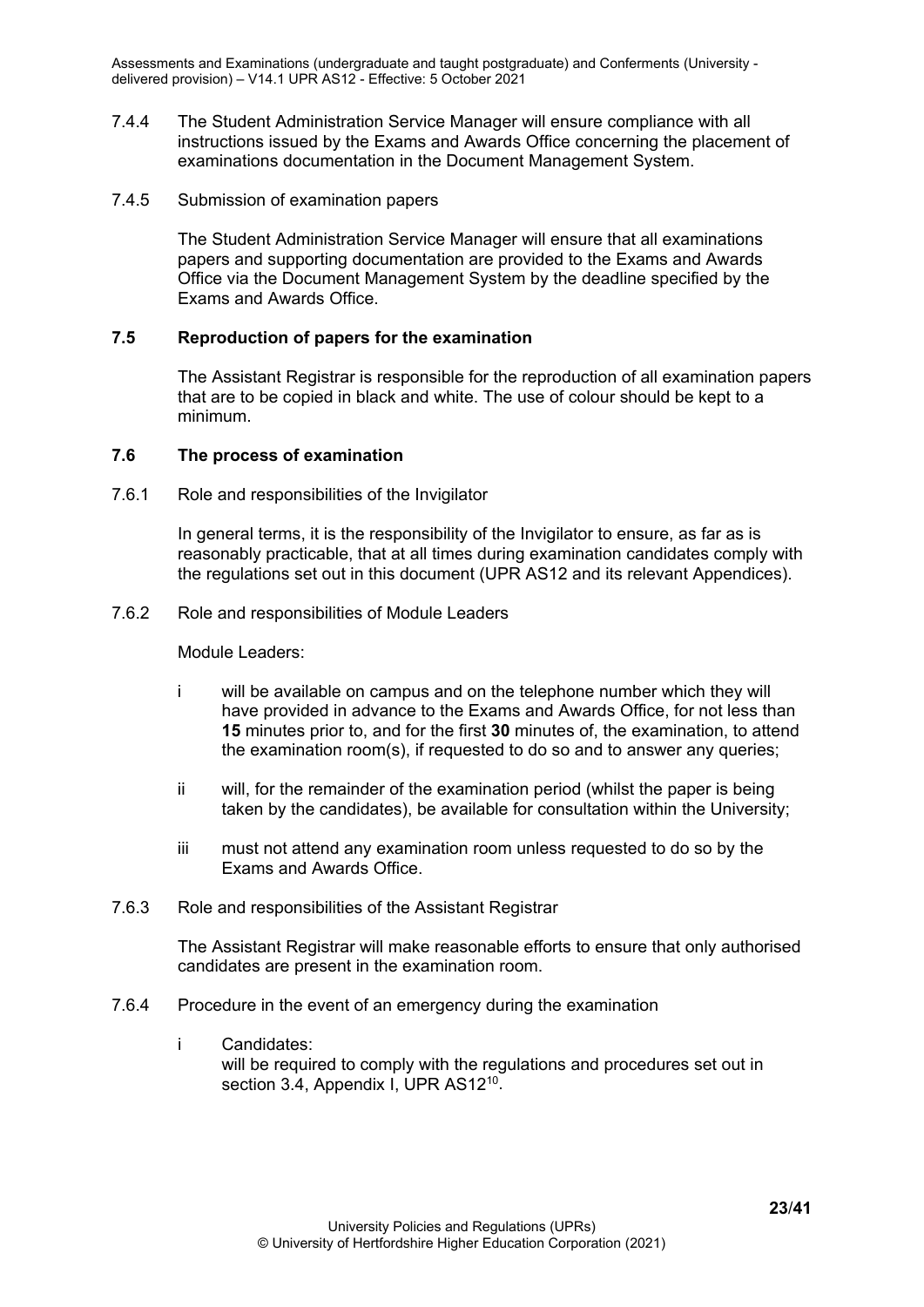7.4.4 The Student Administration Service Manager will ensure compliance with all instructions issued by the Exams and Awards Office concerning the placement of examinations documentation in the Document Management System.

7.4.5 Submission of examination papers

The Student Administration Service Manager will ensure that all examinations papers and supporting documentation are provided to the Exams and Awards Office via the Document Management System by the deadline specified by the Exams and Awards Office.

### 7.5 Reproduction of papers for the examination

The Assistant Registrar is responsible for the reproduction of all examination papers that are to be copied in black and white. The use of colour should be kept to a minimum.

### 7.6 The process of examination

7.6.1 Role and responsibilities of the Invigilator

In general terms, it is the responsibility of the Invigilator to ensure, as far as is reasonably practicable, that at all times during examination candidates comply with the regulations set out in this document (UPR AS12 and its relevant Appendices).

7.6.2 Role and responsibilities of Module Leaders

Module Leaders:

i will be available on campus and on the telephone number which they will have provided in advance to the Exams and Awards Office, for not less than **15** minutes prior to, and for the first **30** minutes of, the examination, to attend the examination room(s), if requested to do so and to answer any queries;

ii will, for the remainder of the examination period (whilst the paper is being taken by the candidates), be available for consultation within the University;

iii must not attend any examination room unless requested to do so by the Exams and Awards Office.

7.6.3 Role and responsibilities of the Assistant Registrar

The Assistant Registrar will make reasonable efforts to ensure that only authorised candidates are present in the examination room.

7.6.4 Procedure in the event of an emergency during the examination

i Candidates:
will be required to comply with the regulations and procedures set out in section 3.4, Appendix I, UPR AS12[10].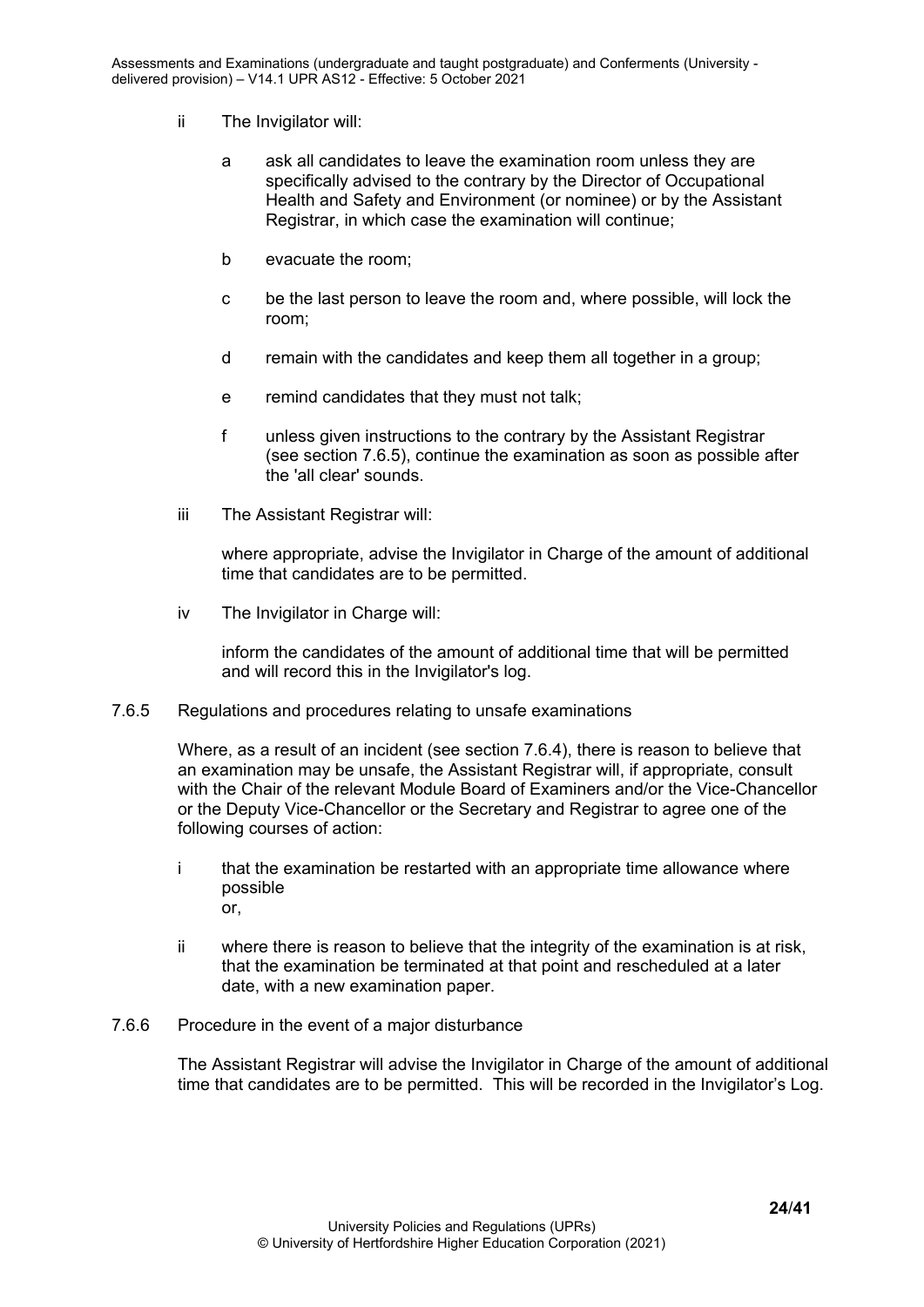ii The Invigilator will:

   a ask all candidates to leave the examination room unless they are specifically advised to the contrary by the Director of Occupational Health and Safety and Environment (or nominee) or by the Assistant Registrar, in which case the examination will continue;

   b evacuate the room;

   c be the last person to leave the room and, where possible, will lock the room;

   d remain with the candidates and keep them all together in a group;

   e remind candidates that they must not talk;

   f unless given instructions to the contrary by the Assistant Registrar (see section 7.6.5), continue the examination as soon as possible after the 'all clear' sounds.

iii The Assistant Registrar will:

   where appropriate, advise the Invigilator in Charge of the amount of additional time that candidates are to be permitted.

iv The Invigilator in Charge will:

   inform the candidates of the amount of additional time that will be permitted and will record this in the Invigilator's log.

7.6.5 Regulations and procedures relating to unsafe examinations

Where, as a result of an incident (see section 7.6.4), there is reason to believe that an examination may be unsafe, the Assistant Registrar will, if appropriate, consult with the Chair of the relevant Module Board of Examiners and/or the Vice-Chancellor or the Deputy Vice-Chancellor or the Secretary and Registrar to agree one of the following courses of action:

i that the examination be restarted with an appropriate time allowance where possible
   or,

ii where there is reason to believe that the integrity of the examination is at risk, that the examination be terminated at that point and rescheduled at a later date, with a new examination paper.

7.6.6 Procedure in the event of a major disturbance

The Assistant Registrar will advise the Invigilator in Charge of the amount of additional time that candidates are to be permitted. This will be recorded in the Invigilator's Log.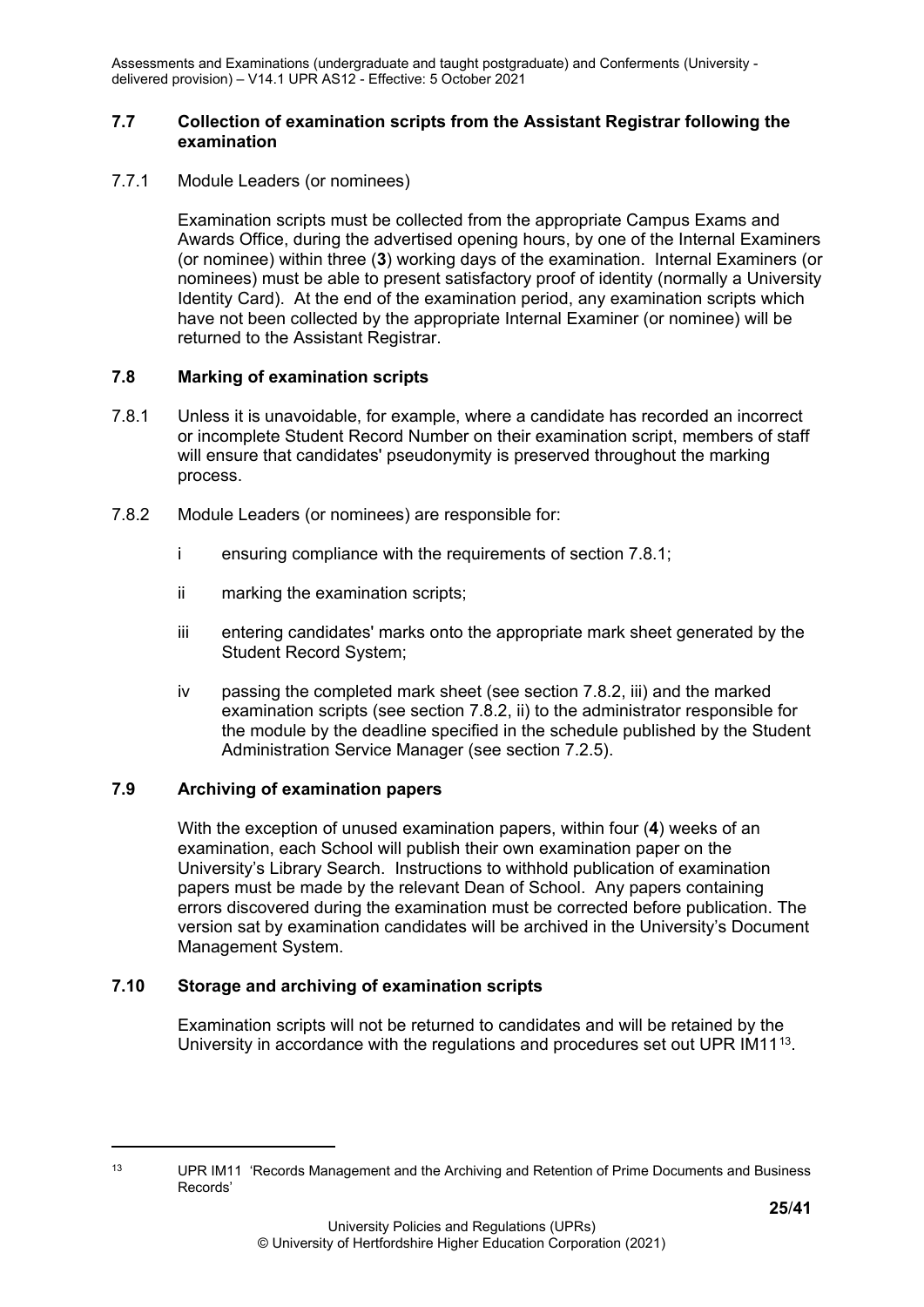### 7.7 Collection of examination scripts from the Assistant Registrar following the examination

7.7.1 Module Leaders (or nominees)

Examination scripts must be collected from the appropriate Campus Exams and Awards Office, during the advertised opening hours, by one of the Internal Examiners (or nominee) within three (**3**) working days of the examination. Internal Examiners (or nominees) must be able to present satisfactory proof of identity (normally a University Identity Card). At the end of the examination period, any examination scripts which have not been collected by the appropriate Internal Examiner (or nominee) will be returned to the Assistant Registrar.

### 7.8 Marking of examination scripts

7.8.1 Unless it is unavoidable, for example, where a candidate has recorded an incorrect or incomplete Student Record Number on their examination script, members of staff will ensure that candidates' pseudonymity is preserved throughout the marking process.

7.8.2 Module Leaders (or nominees) are responsible for:

- i ensuring compliance with the requirements of section 7.8.1;
- ii marking the examination scripts;
- iii entering candidates' marks onto the appropriate mark sheet generated by the Student Record System;
- iv passing the completed mark sheet (see section 7.8.2, iii) and the marked examination scripts (see section 7.8.2, ii) to the administrator responsible for the module by the deadline specified in the schedule published by the Student Administration Service Manager (see section 7.2.5).

### 7.9 Archiving of examination papers

With the exception of unused examination papers, within four (**4**) weeks of an examination, each School will publish their own examination paper on the University's Library Search. Instructions to withhold publication of examination papers must be made by the relevant Dean of School. Any papers containing errors discovered during the examination must be corrected before publication. The version sat by examination candidates will be archived in the University's Document Management System.

### 7.10 Storage and archiving of examination scripts

Examination scripts will not be returned to candidates and will be retained by the University in accordance with the regulations and procedures set out UPR IM11[13].

---

[13] UPR IM11 'Records Management and the Archiving and Retention of Prime Documents and Business Records'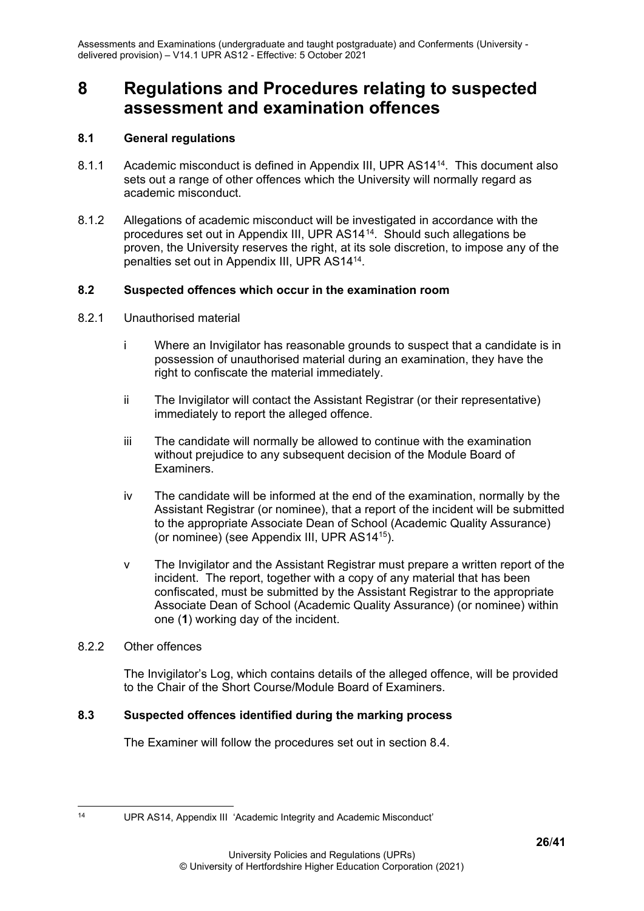# 8 Regulations and Procedures relating to suspected assessment and examination offences

## 8.1 General regulations

8.1.1 Academic misconduct is defined in Appendix III, UPR AS14[14]. This document also sets out a range of other offences which the University will normally regard as academic misconduct.

8.1.2 Allegations of academic misconduct will be investigated in accordance with the procedures set out in Appendix III, UPR AS14[14]. Should such allegations be proven, the University reserves the right, at its sole discretion, to impose any of the penalties set out in Appendix III, UPR AS14[14].

## 8.2 Suspected offences which occur in the examination room

8.2.1 Unauthorised material

i Where an Invigilator has reasonable grounds to suspect that a candidate is in possession of unauthorised material during an examination, they have the right to confiscate the material immediately.

ii The Invigilator will contact the Assistant Registrar (or their representative) immediately to report the alleged offence.

iii The candidate will normally be allowed to continue with the examination without prejudice to any subsequent decision of the Module Board of Examiners.

iv The candidate will be informed at the end of the examination, normally by the Assistant Registrar (or nominee), that a report of the incident will be submitted to the appropriate Associate Dean of School (Academic Quality Assurance) (or nominee) (see Appendix III, UPR AS14[15]).

v The Invigilator and the Assistant Registrar must prepare a written report of the incident. The report, together with a copy of any material that has been confiscated, must be submitted by the Assistant Registrar to the appropriate Associate Dean of School (Academic Quality Assurance) (or nominee) within one (**1**) working day of the incident.

8.2.2 Other offences

The Invigilator's Log, which contains details of the alleged offence, will be provided to the Chair of the Short Course/Module Board of Examiners.

## 8.3 Suspected offences identified during the marking process

The Examiner will follow the procedures set out in section 8.4.

---

[14] UPR AS14, Appendix III 'Academic Integrity and Academic Misconduct'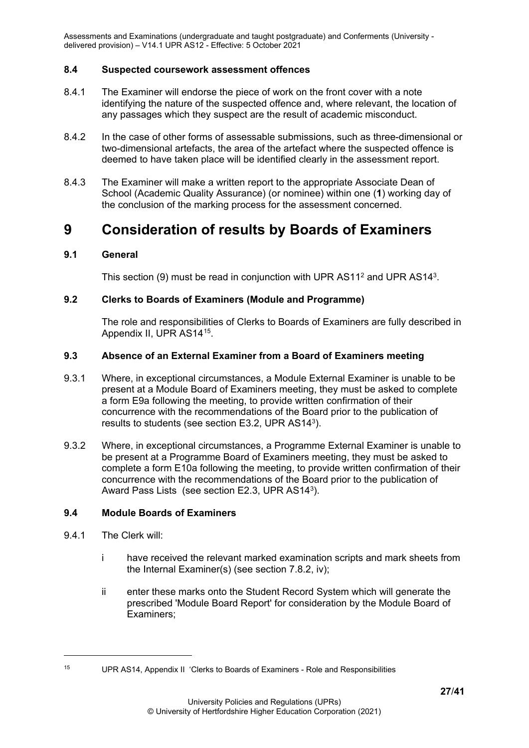### 8.4 Suspected coursework assessment offences

8.4.1 The Examiner will endorse the piece of work on the front cover with a note identifying the nature of the suspected offence and, where relevant, the location of any passages which they suspect are the result of academic misconduct.

8.4.2 In the case of other forms of assessable submissions, such as three-dimensional or two-dimensional artefacts, the area of the artefact where the suspected offence is deemed to have taken place will be identified clearly in the assessment report.

8.4.3 The Examiner will make a written report to the appropriate Associate Dean of School (Academic Quality Assurance) (or nominee) within one (**1**) working day of the conclusion of the marking process for the assessment concerned.

# 9 Consideration of results by Boards of Examiners

### 9.1 General

This section (9) must be read in conjunction with UPR AS11[2] and UPR AS14[3].

### 9.2 Clerks to Boards of Examiners (Module and Programme)

The role and responsibilities of Clerks to Boards of Examiners are fully described in Appendix II, UPR AS14[15].

### 9.3 Absence of an External Examiner from a Board of Examiners meeting

9.3.1 Where, in exceptional circumstances, a Module External Examiner is unable to be present at a Module Board of Examiners meeting, they must be asked to complete a form E9a following the meeting, to provide written confirmation of their concurrence with the recommendations of the Board prior to the publication of results to students (see section E3.2, UPR AS14[3]).

9.3.2 Where, in exceptional circumstances, a Programme External Examiner is unable to be present at a Programme Board of Examiners meeting, they must be asked to complete a form E10a following the meeting, to provide written confirmation of their concurrence with the recommendations of the Board prior to the publication of Award Pass Lists (see section E2.3, UPR AS14[3]).

### 9.4 Module Boards of Examiners

9.4.1 The Clerk will:

i have received the relevant marked examination scripts and mark sheets from the Internal Examiner(s) (see section 7.8.2, iv);

ii enter these marks onto the Student Record System which will generate the prescribed 'Module Board Report' for consideration by the Module Board of Examiners;

---

[15] UPR AS14, Appendix II 'Clerks to Boards of Examiners - Role and Responsibilities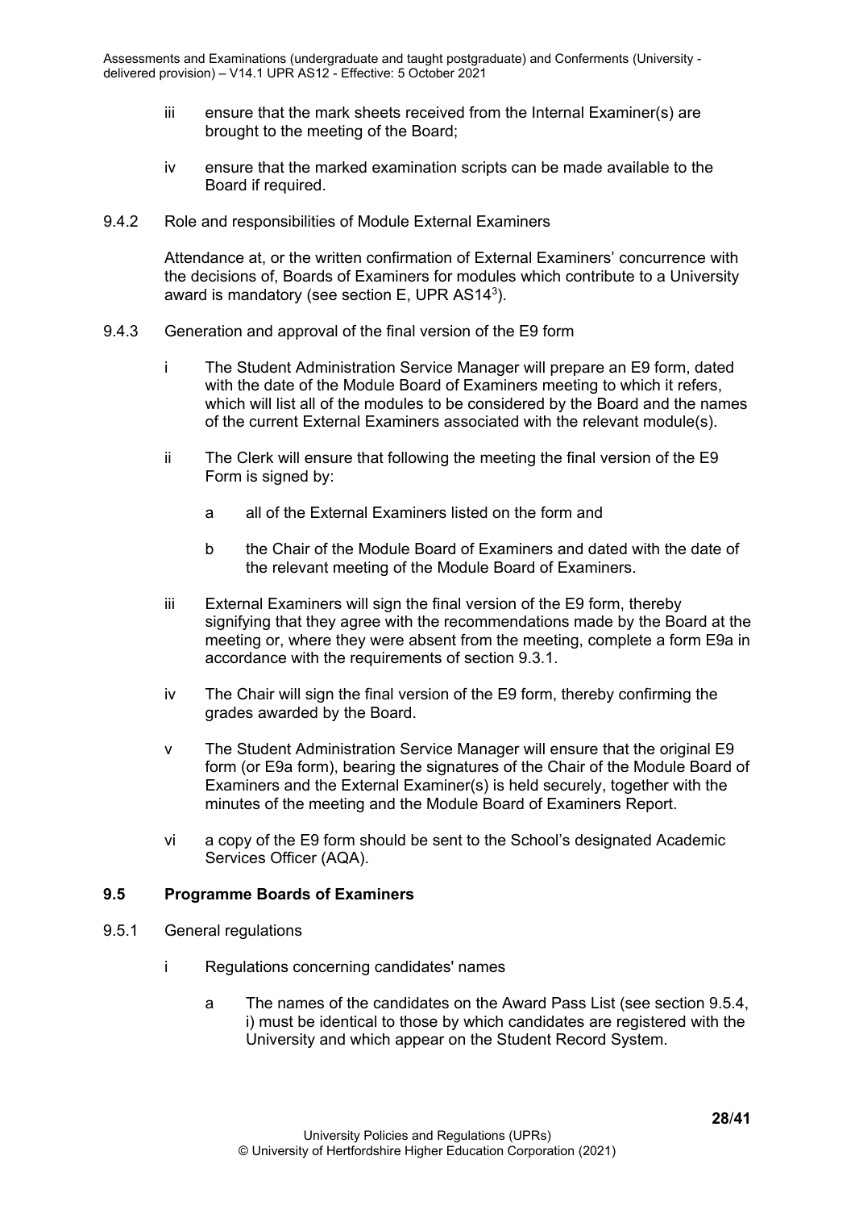iii ensure that the mark sheets received from the Internal Examiner(s) are brought to the meeting of the Board;

iv ensure that the marked examination scripts can be made available to the Board if required.

9.4.2 Role and responsibilities of Module External Examiners

Attendance at, or the written confirmation of External Examiners' concurrence with the decisions of, Boards of Examiners for modules which contribute to a University award is mandatory (see section E, UPR AS14[3]).

9.4.3 Generation and approval of the final version of the E9 form

i The Student Administration Service Manager will prepare an E9 form, dated with the date of the Module Board of Examiners meeting to which it refers, which will list all of the modules to be considered by the Board and the names of the current External Examiners associated with the relevant module(s).

ii The Clerk will ensure that following the meeting the final version of the E9 Form is signed by:

a all of the External Examiners listed on the form and

b the Chair of the Module Board of Examiners and dated with the date of the relevant meeting of the Module Board of Examiners.

iii External Examiners will sign the final version of the E9 form, thereby signifying that they agree with the recommendations made by the Board at the meeting or, where they were absent from the meeting, complete a form E9a in accordance with the requirements of section 9.3.1.

iv The Chair will sign the final version of the E9 form, thereby confirming the grades awarded by the Board.

v The Student Administration Service Manager will ensure that the original E9 form (or E9a form), bearing the signatures of the Chair of the Module Board of Examiners and the External Examiner(s) is held securely, together with the minutes of the meeting and the Module Board of Examiners Report.

vi a copy of the E9 form should be sent to the School's designated Academic Services Officer (AQA).

## 9.5 Programme Boards of Examiners

9.5.1 General regulations

i Regulations concerning candidates' names

a The names of the candidates on the Award Pass List (see section 9.5.4, i) must be identical to those by which candidates are registered with the University and which appear on the Student Record System.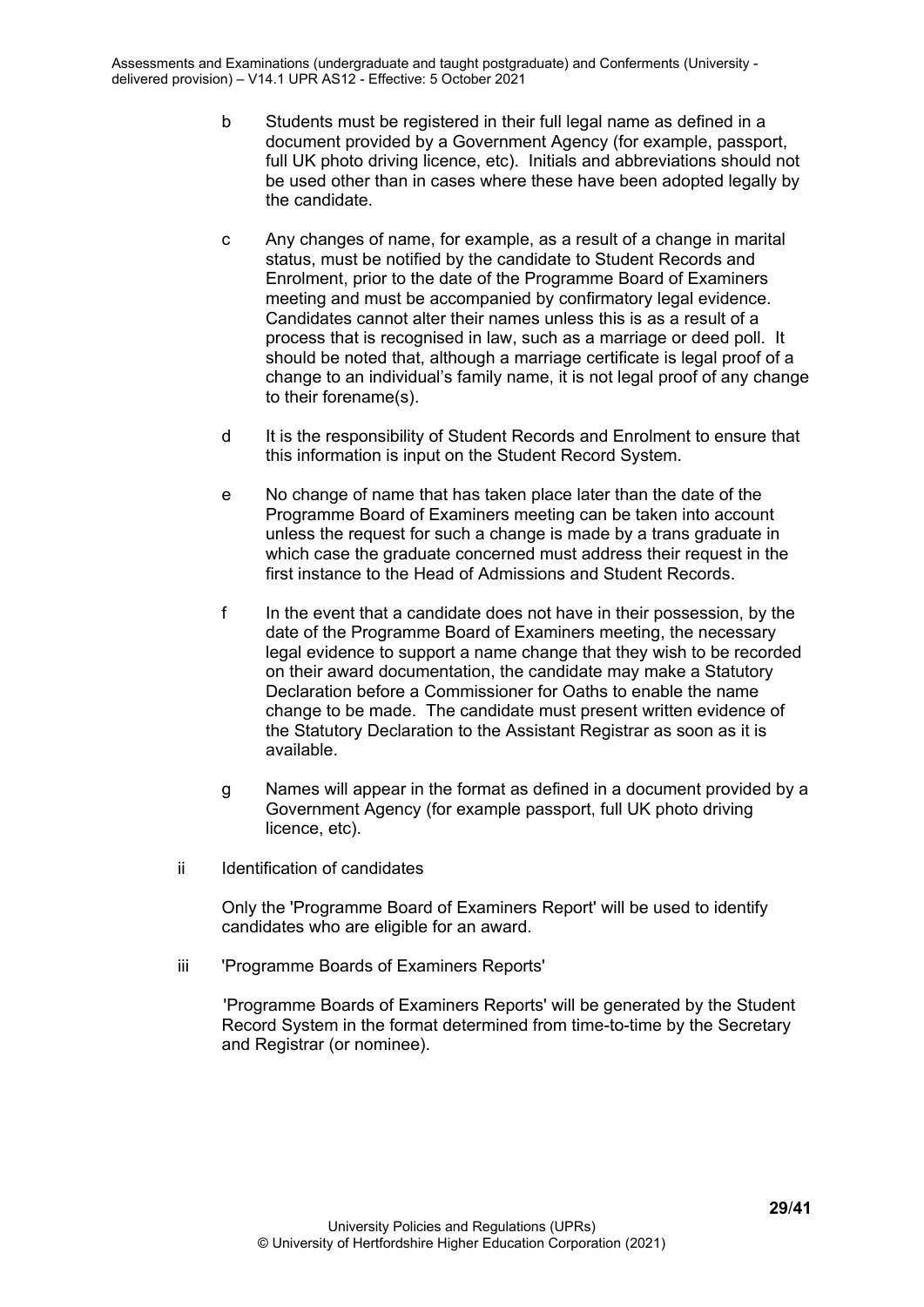b Students must be registered in their full legal name as defined in a document provided by a Government Agency (for example, passport, full UK photo driving licence, etc). Initials and abbreviations should not be used other than in cases where these have been adopted legally by the candidate.

c Any changes of name, for example, as a result of a change in marital status, must be notified by the candidate to Student Records and Enrolment, prior to the date of the Programme Board of Examiners meeting and must be accompanied by confirmatory legal evidence. Candidates cannot alter their names unless this is as a result of a process that is recognised in law, such as a marriage or deed poll. It should be noted that, although a marriage certificate is legal proof of a change to an individual's family name, it is not legal proof of any change to their forename(s).

d It is the responsibility of Student Records and Enrolment to ensure that this information is input on the Student Record System.

e No change of name that has taken place later than the date of the Programme Board of Examiners meeting can be taken into account unless the request for such a change is made by a trans graduate in which case the graduate concerned must address their request in the first instance to the Head of Admissions and Student Records.

f In the event that a candidate does not have in their possession, by the date of the Programme Board of Examiners meeting, the necessary legal evidence to support a name change that they wish to be recorded on their award documentation, the candidate may make a Statutory Declaration before a Commissioner for Oaths to enable the name change to be made. The candidate must present written evidence of the Statutory Declaration to the Assistant Registrar as soon as it is available.

g Names will appear in the format as defined in a document provided by a Government Agency (for example passport, full UK photo driving licence, etc).

ii Identification of candidates

Only the 'Programme Board of Examiners Report' will be used to identify candidates who are eligible for an award.

iii 'Programme Boards of Examiners Reports'

'Programme Boards of Examiners Reports' will be generated by the Student Record System in the format determined from time-to-time by the Secretary and Registrar (or nominee).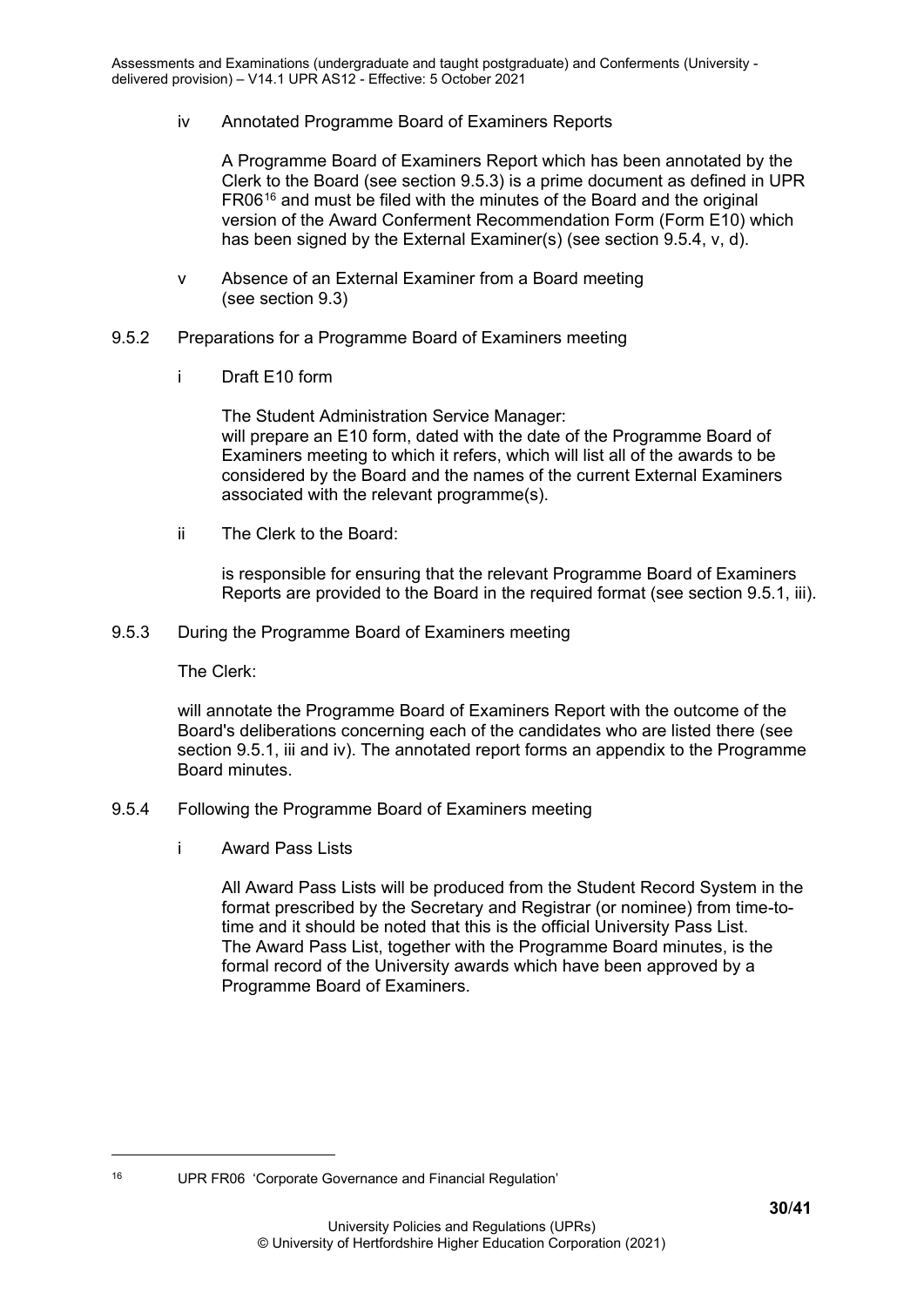iv Annotated Programme Board of Examiners Reports

A Programme Board of Examiners Report which has been annotated by the Clerk to the Board (see section 9.5.3) is a prime document as defined in UPR FR06[16] and must be filed with the minutes of the Board and the original version of the Award Conferment Recommendation Form (Form E10) which has been signed by the External Examiner(s) (see section 9.5.4, v, d).

v Absence of an External Examiner from a Board meeting (see section 9.3)

9.5.2 Preparations for a Programme Board of Examiners meeting

i Draft E10 form

The Student Administration Service Manager:
will prepare an E10 form, dated with the date of the Programme Board of Examiners meeting to which it refers, which will list all of the awards to be considered by the Board and the names of the current External Examiners associated with the relevant programme(s).

ii The Clerk to the Board:

is responsible for ensuring that the relevant Programme Board of Examiners Reports are provided to the Board in the required format (see section 9.5.1, iii).

9.5.3 During the Programme Board of Examiners meeting

The Clerk:

will annotate the Programme Board of Examiners Report with the outcome of the Board's deliberations concerning each of the candidates who are listed there (see section 9.5.1, iii and iv). The annotated report forms an appendix to the Programme Board minutes.

9.5.4 Following the Programme Board of Examiners meeting

i Award Pass Lists

All Award Pass Lists will be produced from the Student Record System in the format prescribed by the Secretary and Registrar (or nominee) from time-to-time and it should be noted that this is the official University Pass List. The Award Pass List, together with the Programme Board minutes, is the formal record of the University awards which have been approved by a Programme Board of Examiners.

[16] UPR FR06 'Corporate Governance and Financial Regulation'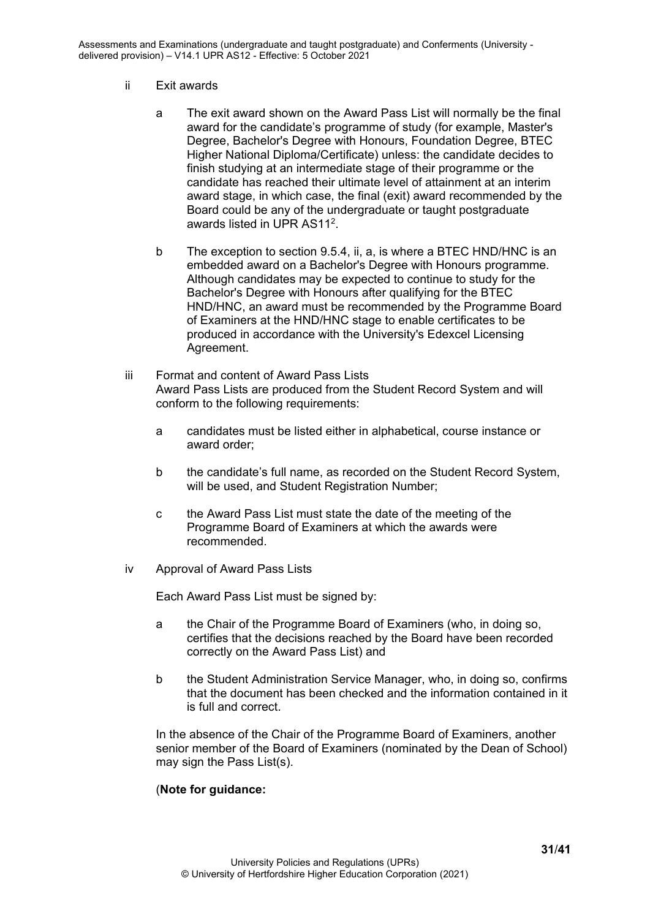ii Exit awards

a The exit award shown on the Award Pass List will normally be the final award for the candidate's programme of study (for example, Master's Degree, Bachelor's Degree with Honours, Foundation Degree, BTEC Higher National Diploma/Certificate) unless: the candidate decides to finish studying at an intermediate stage of their programme or the candidate has reached their ultimate level of attainment at an interim award stage, in which case, the final (exit) award recommended by the Board could be any of the undergraduate or taught postgraduate awards listed in UPR AS11[2].

b The exception to section 9.5.4, ii, a, is where a BTEC HND/HNC is an embedded award on a Bachelor's Degree with Honours programme. Although candidates may be expected to continue to study for the Bachelor's Degree with Honours after qualifying for the BTEC HND/HNC, an award must be recommended by the Programme Board of Examiners at the HND/HNC stage to enable certificates to be produced in accordance with the University's Edexcel Licensing Agreement.

iii Format and content of Award Pass Lists
Award Pass Lists are produced from the Student Record System and will conform to the following requirements:

a candidates must be listed either in alphabetical, course instance or award order;

b the candidate's full name, as recorded on the Student Record System, will be used, and Student Registration Number;

c the Award Pass List must state the date of the meeting of the Programme Board of Examiners at which the awards were recommended.

iv Approval of Award Pass Lists

Each Award Pass List must be signed by:

a the Chair of the Programme Board of Examiners (who, in doing so, certifies that the decisions reached by the Board have been recorded correctly on the Award Pass List) and

b the Student Administration Service Manager, who, in doing so, confirms that the document has been checked and the information contained in it is full and correct.

In the absence of the Chair of the Programme Board of Examiners, another senior member of the Board of Examiners (nominated by the Dean of School) may sign the Pass List(s).

(**Note for guidance:**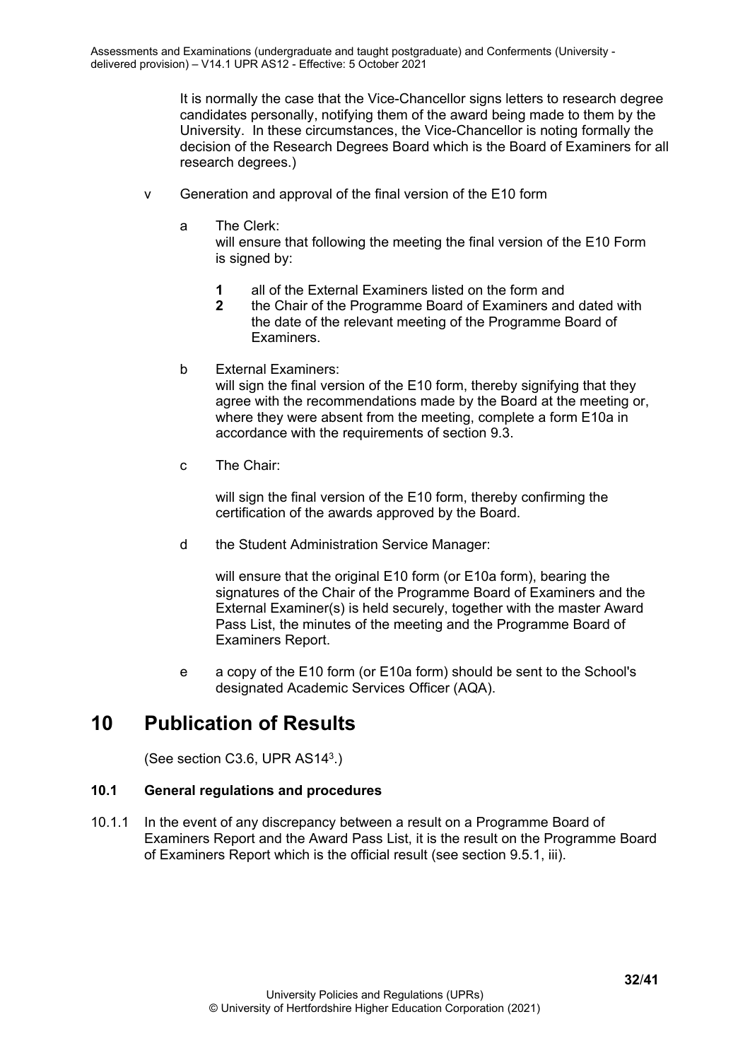It is normally the case that the Vice-Chancellor signs letters to research degree candidates personally, notifying them of the award being made to them by the University. In these circumstances, the Vice-Chancellor is noting formally the decision of the Research Degrees Board which is the Board of Examiners for all research degrees.)

v Generation and approval of the final version of the E10 form

a The Clerk:
will ensure that following the meeting the final version of the E10 Form is signed by:

**1** all of the External Examiners listed on the form and
**2** the Chair of the Programme Board of Examiners and dated with the date of the relevant meeting of the Programme Board of Examiners.

b External Examiners:
will sign the final version of the E10 form, thereby signifying that they agree with the recommendations made by the Board at the meeting or, where they were absent from the meeting, complete a form E10a in accordance with the requirements of section 9.3.

c The Chair:

will sign the final version of the E10 form, thereby confirming the certification of the awards approved by the Board.

d the Student Administration Service Manager:

will ensure that the original E10 form (or E10a form), bearing the signatures of the Chair of the Programme Board of Examiners and the External Examiner(s) is held securely, together with the master Award Pass List, the minutes of the meeting and the Programme Board of Examiners Report.

e a copy of the E10 form (or E10a form) should be sent to the School's designated Academic Services Officer (AQA).

# 10 Publication of Results

(See section C3.6, UPR AS14[3].)

### 10.1 General regulations and procedures

10.1.1 In the event of any discrepancy between a result on a Programme Board of Examiners Report and the Award Pass List, it is the result on the Programme Board of Examiners Report which is the official result (see section 9.5.1, iii).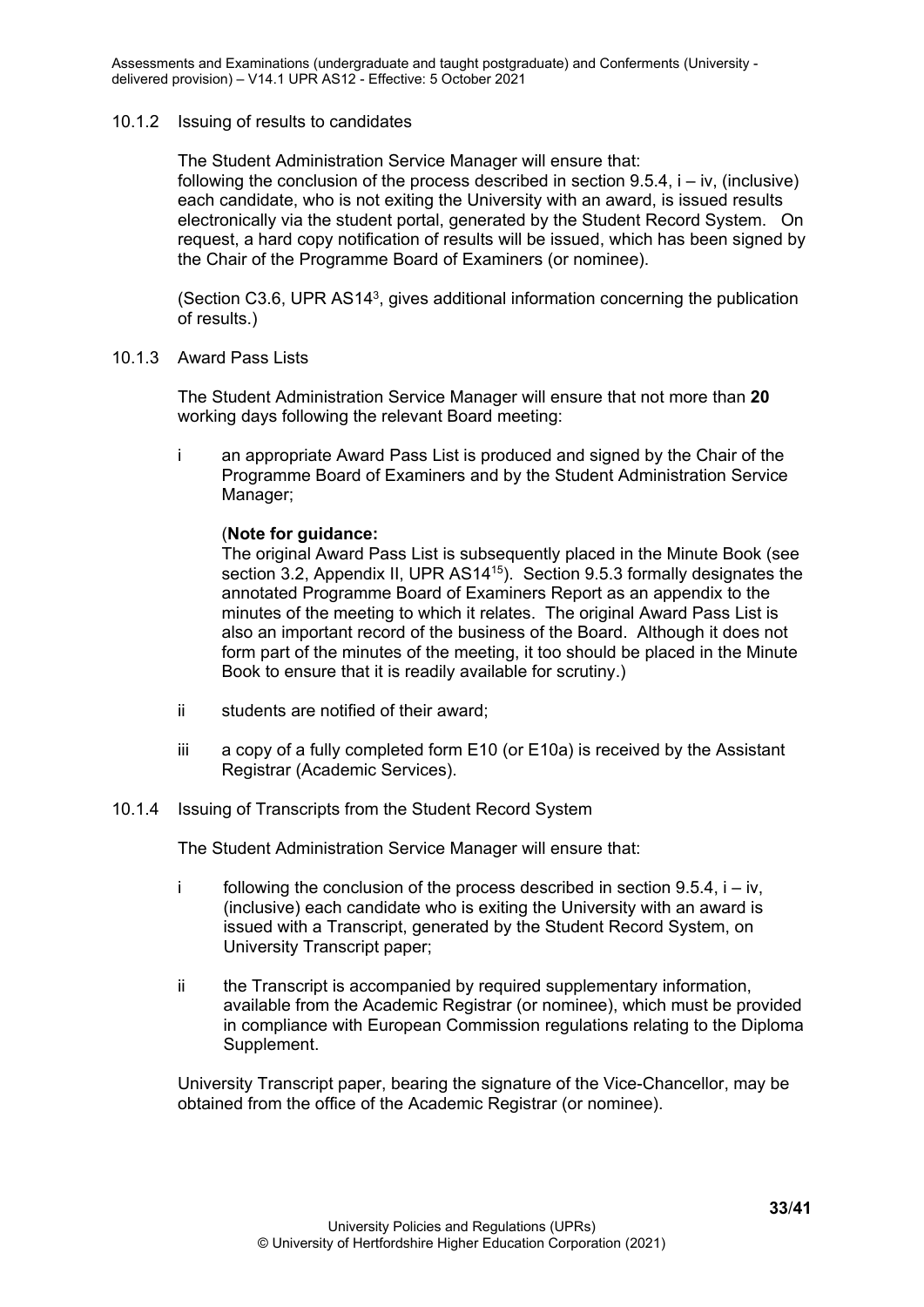### 10.1.2 Issuing of results to candidates

The Student Administration Service Manager will ensure that:
following the conclusion of the process described in section 9.5.4, i – iv, (inclusive) each candidate, who is not exiting the University with an award, is issued results electronically via the student portal, generated by the Student Record System. On request, a hard copy notification of results will be issued, which has been signed by the Chair of the Programme Board of Examiners (or nominee).

(Section C3.6, UPR AS14[3], gives additional information concerning the publication of results.)

### 10.1.3 Award Pass Lists

The Student Administration Service Manager will ensure that not more than **20** working days following the relevant Board meeting:

i an appropriate Award Pass List is produced and signed by the Chair of the Programme Board of Examiners and by the Student Administration Service Manager;

(**Note for guidance:**
The original Award Pass List is subsequently placed in the Minute Book (see section 3.2, Appendix II, UPR AS14[15]). Section 9.5.3 formally designates the annotated Programme Board of Examiners Report as an appendix to the minutes of the meeting to which it relates. The original Award Pass List is also an important record of the business of the Board. Although it does not form part of the minutes of the meeting, it too should be placed in the Minute Book to ensure that it is readily available for scrutiny.)

ii students are notified of their award;

iii a copy of a fully completed form E10 (or E10a) is received by the Assistant Registrar (Academic Services).

### 10.1.4 Issuing of Transcripts from the Student Record System

The Student Administration Service Manager will ensure that:

i following the conclusion of the process described in section 9.5.4, i – iv, (inclusive) each candidate who is exiting the University with an award is issued with a Transcript, generated by the Student Record System, on University Transcript paper;

ii the Transcript is accompanied by required supplementary information, available from the Academic Registrar (or nominee), which must be provided in compliance with European Commission regulations relating to the Diploma Supplement.

University Transcript paper, bearing the signature of the Vice-Chancellor, may be obtained from the office of the Academic Registrar (or nominee).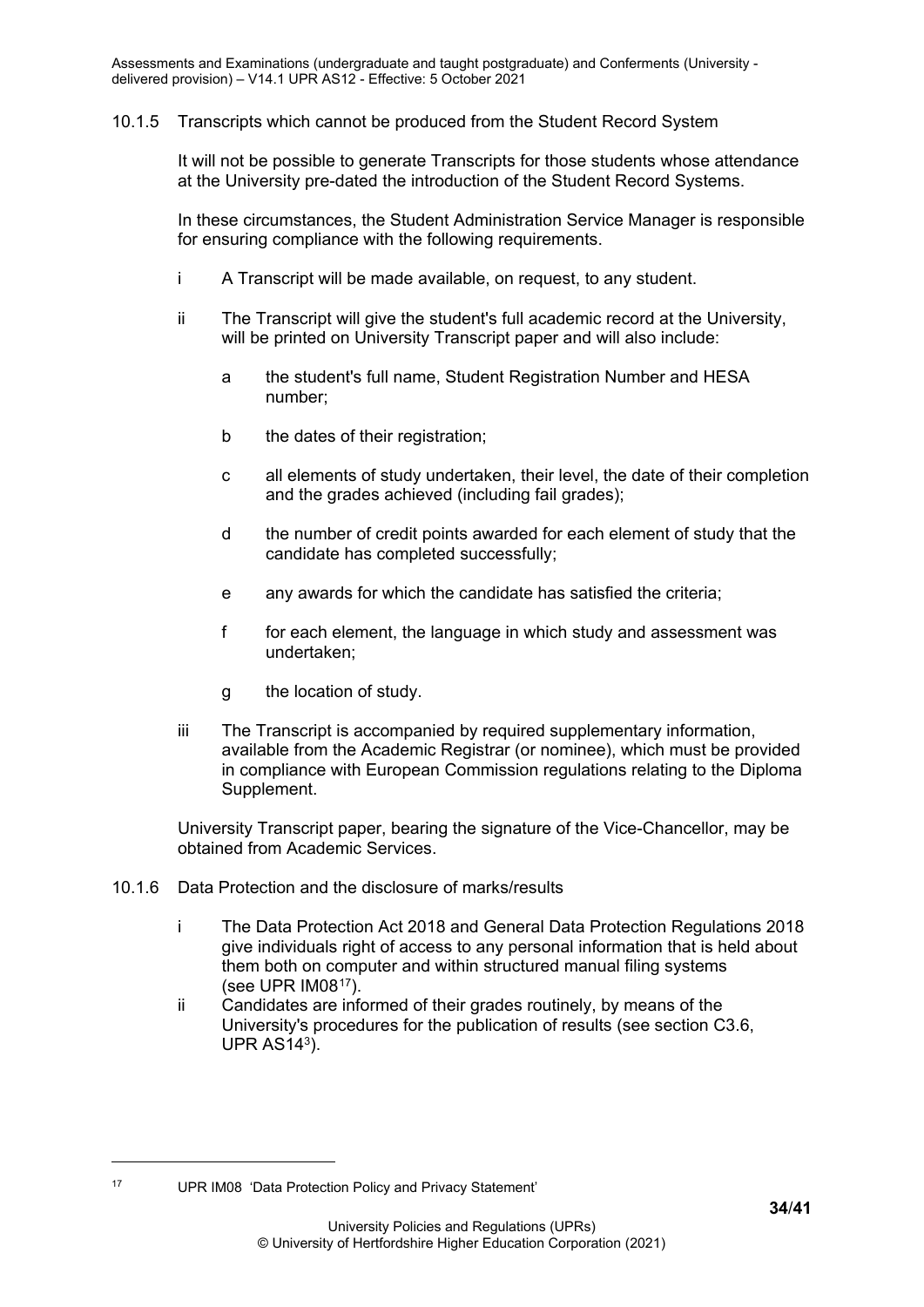### 10.1.5 Transcripts which cannot be produced from the Student Record System

It will not be possible to generate Transcripts for those students whose attendance at the University pre-dated the introduction of the Student Record Systems.

In these circumstances, the Student Administration Service Manager is responsible for ensuring compliance with the following requirements.

i A Transcript will be made available, on request, to any student.

ii The Transcript will give the student's full academic record at the University, will be printed on University Transcript paper and will also include:

  a the student's full name, Student Registration Number and HESA number;

  b the dates of their registration;

  c all elements of study undertaken, their level, the date of their completion and the grades achieved (including fail grades);

  d the number of credit points awarded for each element of study that the candidate has completed successfully;

  e any awards for which the candidate has satisfied the criteria;

  f for each element, the language in which study and assessment was undertaken;

  g the location of study.

iii The Transcript is accompanied by required supplementary information, available from the Academic Registrar (or nominee), which must be provided in compliance with European Commission regulations relating to the Diploma Supplement.

University Transcript paper, bearing the signature of the Vice-Chancellor, may be obtained from Academic Services.

### 10.1.6 Data Protection and the disclosure of marks/results

i The Data Protection Act 2018 and General Data Protection Regulations 2018 give individuals right of access to any personal information that is held about them both on computer and within structured manual filing systems (see UPR IM08[17]).

ii Candidates are informed of their grades routinely, by means of the University's procedures for the publication of results (see section C3.6, UPR AS14[3]).

---

[17] UPR IM08 'Data Protection Policy and Privacy Statement'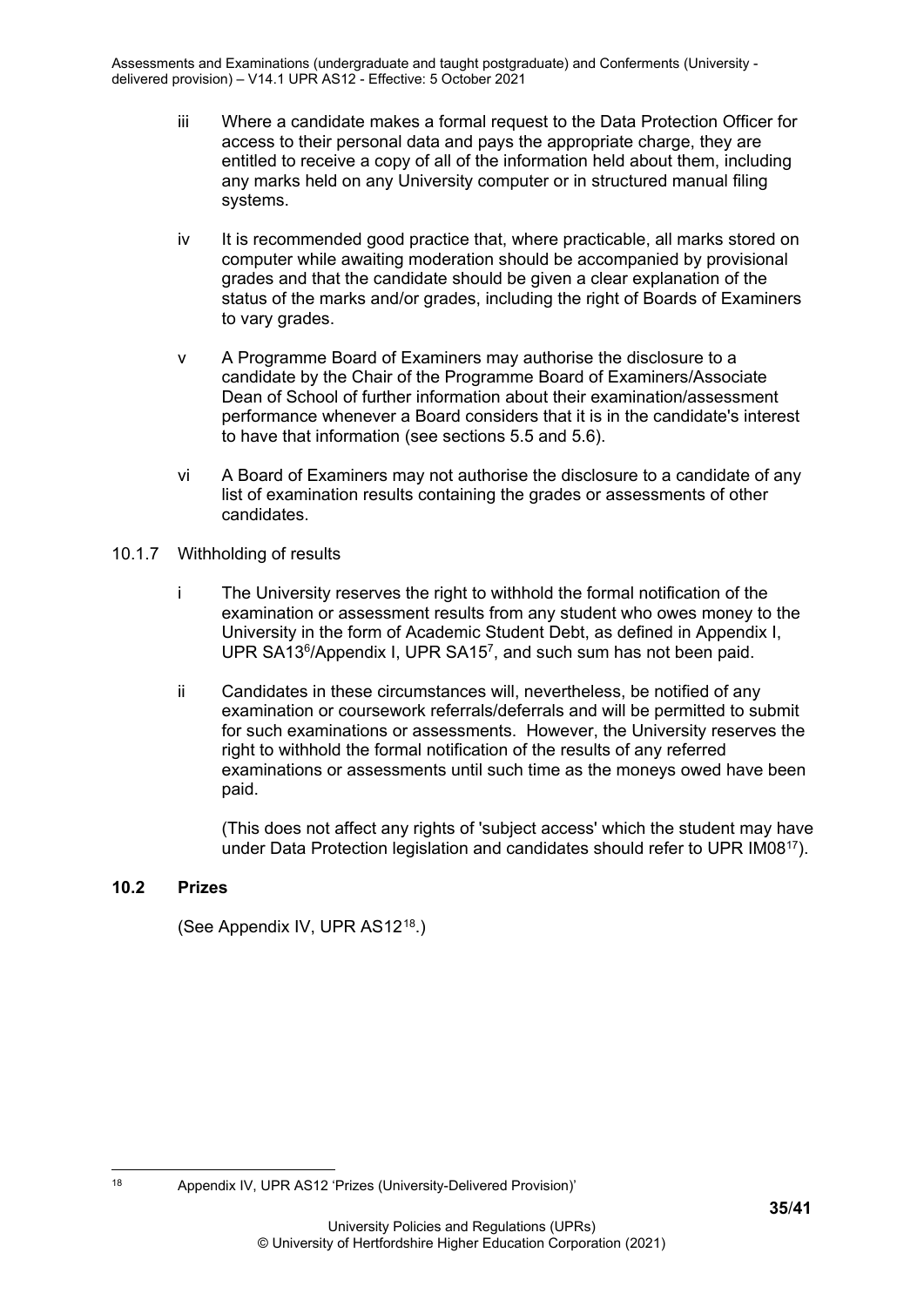iii Where a candidate makes a formal request to the Data Protection Officer for access to their personal data and pays the appropriate charge, they are entitled to receive a copy of all of the information held about them, including any marks held on any University computer or in structured manual filing systems.

iv It is recommended good practice that, where practicable, all marks stored on computer while awaiting moderation should be accompanied by provisional grades and that the candidate should be given a clear explanation of the status of the marks and/or grades, including the right of Boards of Examiners to vary grades.

v A Programme Board of Examiners may authorise the disclosure to a candidate by the Chair of the Programme Board of Examiners/Associate Dean of School of further information about their examination/assessment performance whenever a Board considers that it is in the candidate's interest to have that information (see sections 5.5 and 5.6).

vi A Board of Examiners may not authorise the disclosure to a candidate of any list of examination results containing the grades or assessments of other candidates.

10.1.7 Withholding of results

i The University reserves the right to withhold the formal notification of the examination or assessment results from any student who owes money to the University in the form of Academic Student Debt, as defined in Appendix I, UPR SA13[6]/Appendix I, UPR SA15[7], and such sum has not been paid.

ii Candidates in these circumstances will, nevertheless, be notified of any examination or coursework referrals/deferrals and will be permitted to submit for such examinations or assessments. However, the University reserves the right to withhold the formal notification of the results of any referred examinations or assessments until such time as the moneys owed have been paid.

(This does not affect any rights of 'subject access' which the student may have under Data Protection legislation and candidates should refer to UPR IM08[17]).

### 10.2 Prizes

(See Appendix IV, UPR AS12[18].)

[18] Appendix IV, UPR AS12 'Prizes (University-Delivered Provision)'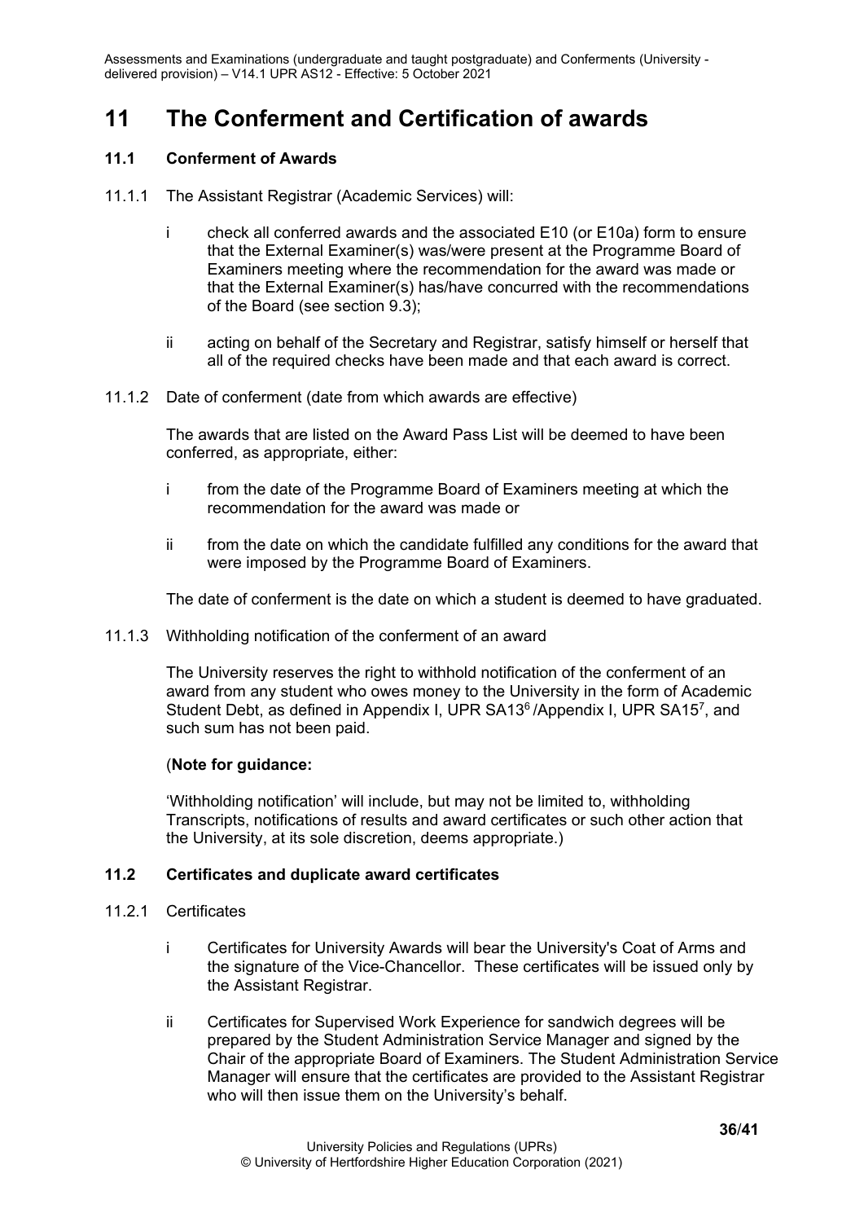# 11 The Conferment and Certification of awards

## 11.1 Conferment of Awards

11.1.1 The Assistant Registrar (Academic Services) will:

i check all conferred awards and the associated E10 (or E10a) form to ensure that the External Examiner(s) was/were present at the Programme Board of Examiners meeting where the recommendation for the award was made or that the External Examiner(s) has/have concurred with the recommendations of the Board (see section 9.3);

ii acting on behalf of the Secretary and Registrar, satisfy himself or herself that all of the required checks have been made and that each award is correct.

11.1.2 Date of conferment (date from which awards are effective)

The awards that are listed on the Award Pass List will be deemed to have been conferred, as appropriate, either:

i from the date of the Programme Board of Examiners meeting at which the recommendation for the award was made or

ii from the date on which the candidate fulfilled any conditions for the award that were imposed by the Programme Board of Examiners.

The date of conferment is the date on which a student is deemed to have graduated.

11.1.3 Withholding notification of the conferment of an award

The University reserves the right to withhold notification of the conferment of an award from any student who owes money to the University in the form of Academic Student Debt, as defined in Appendix I, UPR SA13[6] /Appendix I, UPR SA15[7], and such sum has not been paid.

(**Note for guidance:**

'Withholding notification' will include, but may not be limited to, withholding Transcripts, notifications of results and award certificates or such other action that the University, at its sole discretion, deems appropriate.)

## 11.2 Certificates and duplicate award certificates

11.2.1 Certificates

i Certificates for University Awards will bear the University's Coat of Arms and the signature of the Vice-Chancellor. These certificates will be issued only by the Assistant Registrar.

ii Certificates for Supervised Work Experience for sandwich degrees will be prepared by the Student Administration Service Manager and signed by the Chair of the appropriate Board of Examiners. The Student Administration Service Manager will ensure that the certificates are provided to the Assistant Registrar who will then issue them on the University's behalf.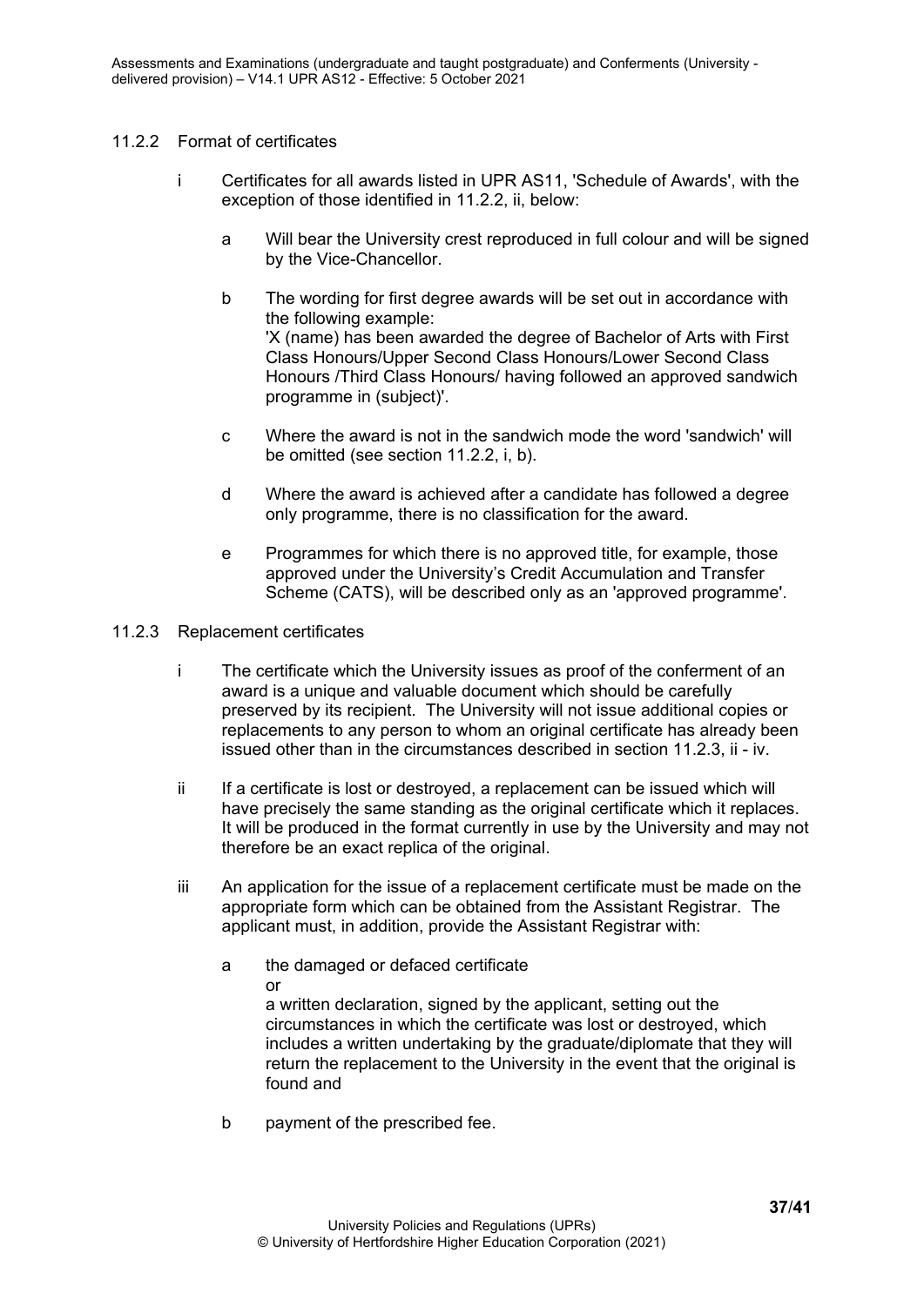### 11.2.2 Format of certificates

i. Certificates for all awards listed in UPR AS11, 'Schedule of Awards', with the exception of those identified in 11.2.2, ii, below:

   a. Will bear the University crest reproduced in full colour and will be signed by the Vice-Chancellor.

   b. The wording for first degree awards will be set out in accordance with the following example:
      'X (name) has been awarded the degree of Bachelor of Arts with First Class Honours/Upper Second Class Honours/Lower Second Class Honours /Third Class Honours/ having followed an approved sandwich programme in (subject)'.

   c. Where the award is not in the sandwich mode the word 'sandwich' will be omitted (see section 11.2.2, i, b).

   d. Where the award is achieved after a candidate has followed a degree only programme, there is no classification for the award.

   e. Programmes for which there is no approved title, for example, those approved under the University's Credit Accumulation and Transfer Scheme (CATS), will be described only as an 'approved programme'.

### 11.2.3 Replacement certificates

i. The certificate which the University issues as proof of the conferment of an award is a unique and valuable document which should be carefully preserved by its recipient. The University will not issue additional copies or replacements to any person to whom an original certificate has already been issued other than in the circumstances described in section 11.2.3, ii - iv.

ii. If a certificate is lost or destroyed, a replacement can be issued which will have precisely the same standing as the original certificate which it replaces. It will be produced in the format currently in use by the University and may not therefore be an exact replica of the original.

iii. An application for the issue of a replacement certificate must be made on the appropriate form which can be obtained from the Assistant Registrar. The applicant must, in addition, provide the Assistant Registrar with:

   a. the damaged or defaced certificate
      or
      a written declaration, signed by the applicant, setting out the circumstances in which the certificate was lost or destroyed, which includes a written undertaking by the graduate/diplomate that they will return the replacement to the University in the event that the original is found and

   b. payment of the prescribed fee.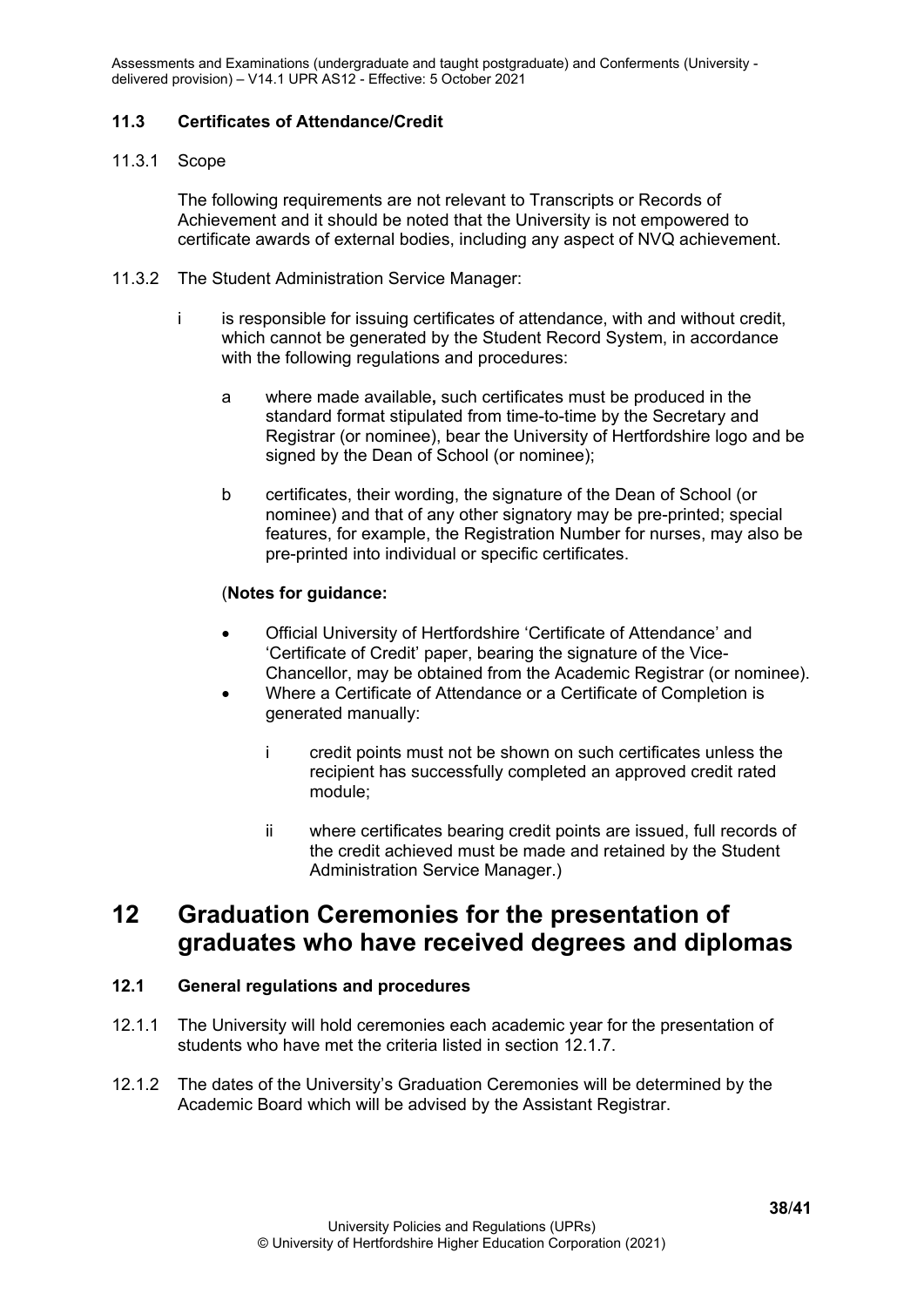### 11.3 Certificates of Attendance/Credit

11.3.1 Scope

The following requirements are not relevant to Transcripts or Records of Achievement and it should be noted that the University is not empowered to certificate awards of external bodies, including any aspect of NVQ achievement.

11.3.2 The Student Administration Service Manager:

i is responsible for issuing certificates of attendance, with and without credit, which cannot be generated by the Student Record System, in accordance with the following regulations and procedures:

a where made available**,** such certificates must be produced in the standard format stipulated from time-to-time by the Secretary and Registrar (or nominee), bear the University of Hertfordshire logo and be signed by the Dean of School (or nominee);

b certificates, their wording, the signature of the Dean of School (or nominee) and that of any other signatory may be pre-printed; special features, for example, the Registration Number for nurses, may also be pre-printed into individual or specific certificates.

(**Notes for guidance:**

- Official University of Hertfordshire 'Certificate of Attendance' and 'Certificate of Credit' paper, bearing the signature of the Vice-Chancellor, may be obtained from the Academic Registrar (or nominee).
- Where a Certificate of Attendance or a Certificate of Completion is generated manually:

  i credit points must not be shown on such certificates unless the recipient has successfully completed an approved credit rated module;

  ii where certificates bearing credit points are issued, full records of the credit achieved must be made and retained by the Student Administration Service Manager.)

# 12 Graduation Ceremonies for the presentation of graduates who have received degrees and diplomas

### 12.1 General regulations and procedures

12.1.1 The University will hold ceremonies each academic year for the presentation of students who have met the criteria listed in section 12.1.7.

12.1.2 The dates of the University's Graduation Ceremonies will be determined by the Academic Board which will be advised by the Assistant Registrar.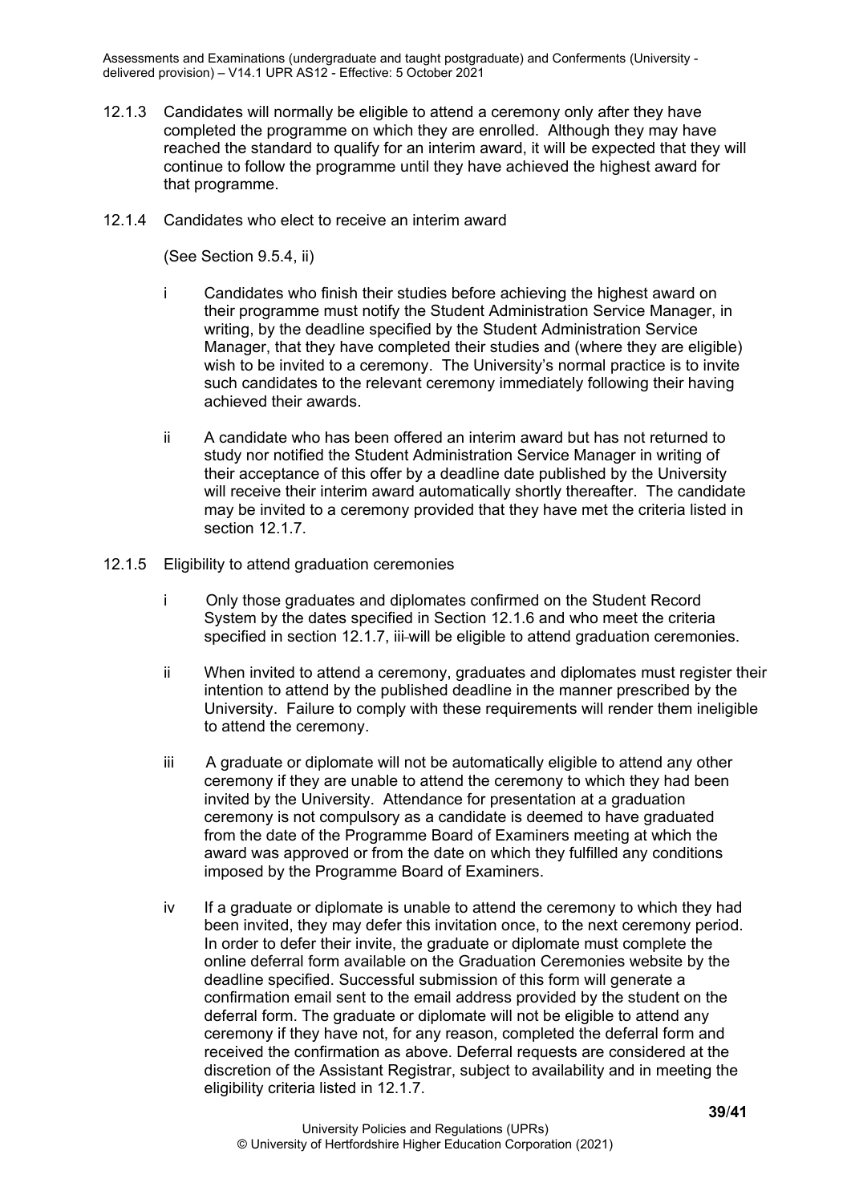12.1.3 Candidates will normally be eligible to attend a ceremony only after they have completed the programme on which they are enrolled. Although they may have reached the standard to qualify for an interim award, it will be expected that they will continue to follow the programme until they have achieved the highest award for that programme.

12.1.4 Candidates who elect to receive an interim award

(See Section 9.5.4, ii)

i Candidates who finish their studies before achieving the highest award on their programme must notify the Student Administration Service Manager, in writing, by the deadline specified by the Student Administration Service Manager, that they have completed their studies and (where they are eligible) wish to be invited to a ceremony. The University's normal practice is to invite such candidates to the relevant ceremony immediately following their having achieved their awards.

ii A candidate who has been offered an interim award but has not returned to study nor notified the Student Administration Service Manager in writing of their acceptance of this offer by a deadline date published by the University will receive their interim award automatically shortly thereafter. The candidate may be invited to a ceremony provided that they have met the criteria listed in section 12.1.7.

12.1.5 Eligibility to attend graduation ceremonies

i Only those graduates and diplomates confirmed on the Student Record System by the dates specified in Section 12.1.6 and who meet the criteria specified in section 12.1.7, iii will be eligible to attend graduation ceremonies.

ii When invited to attend a ceremony, graduates and diplomates must register their intention to attend by the published deadline in the manner prescribed by the University. Failure to comply with these requirements will render them ineligible to attend the ceremony.

iii A graduate or diplomate will not be automatically eligible to attend any other ceremony if they are unable to attend the ceremony to which they had been invited by the University. Attendance for presentation at a graduation ceremony is not compulsory as a candidate is deemed to have graduated from the date of the Programme Board of Examiners meeting at which the award was approved or from the date on which they fulfilled any conditions imposed by the Programme Board of Examiners.

iv If a graduate or diplomate is unable to attend the ceremony to which they had been invited, they may defer this invitation once, to the next ceremony period. In order to defer their invite, the graduate or diplomate must complete the online deferral form available on the Graduation Ceremonies website by the deadline specified. Successful submission of this form will generate a confirmation email sent to the email address provided by the student on the deferral form. The graduate or diplomate will not be eligible to attend any ceremony if they have not, for any reason, completed the deferral form and received the confirmation as above. Deferral requests are considered at the discretion of the Assistant Registrar, subject to availability and in meeting the eligibility criteria listed in 12.1.7.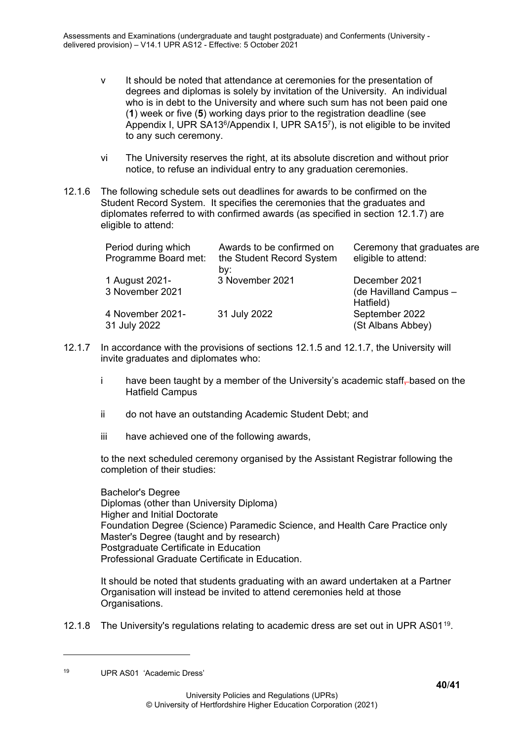v It should be noted that attendance at ceremonies for the presentation of degrees and diplomas is solely by invitation of the University. An individual who is in debt to the University and where such sum has not been paid one (**1**) week or five (**5**) working days prior to the registration deadline (see Appendix I, UPR SA13[6]/Appendix I, UPR SA15[7]), is not eligible to be invited to any such ceremony.

vi The University reserves the right, at its absolute discretion and without prior notice, to refuse an individual entry to any graduation ceremonies.

12.1.6 The following schedule sets out deadlines for awards to be confirmed on the Student Record System. It specifies the ceremonies that the graduates and diplomates referred to with confirmed awards (as specified in section 12.1.7) are eligible to attend:

| Period during which Programme Board met: | Awards to be confirmed on the Student Record System by: | Ceremony that graduates are eligible to attend: |
| --- | --- | --- |
| 1 August 2021- 3 November 2021 | 3 November 2021 | December 2021 (de Havilland Campus – Hatfield) |
| 4 November 2021- 31 July 2022 | 31 July 2022 | September 2022 (St Albans Abbey) |

12.1.7 In accordance with the provisions of sections 12.1.5 and 12.1.7, the University will invite graduates and diplomates who:

i have been taught by a member of the University's academic staff, based on the Hatfield Campus

ii do not have an outstanding Academic Student Debt; and

iii have achieved one of the following awards,

to the next scheduled ceremony organised by the Assistant Registrar following the completion of their studies:

Bachelor's Degree
Diplomas (other than University Diploma)
Higher and Initial Doctorate
Foundation Degree (Science) Paramedic Science, and Health Care Practice only
Master's Degree (taught and by research)
Postgraduate Certificate in Education
Professional Graduate Certificate in Education.

It should be noted that students graduating with an award undertaken at a Partner Organisation will instead be invited to attend ceremonies held at those Organisations.

12.1.8 The University's regulations relating to academic dress are set out in UPR AS01[19].

---

[19] UPR AS01 'Academic Dress'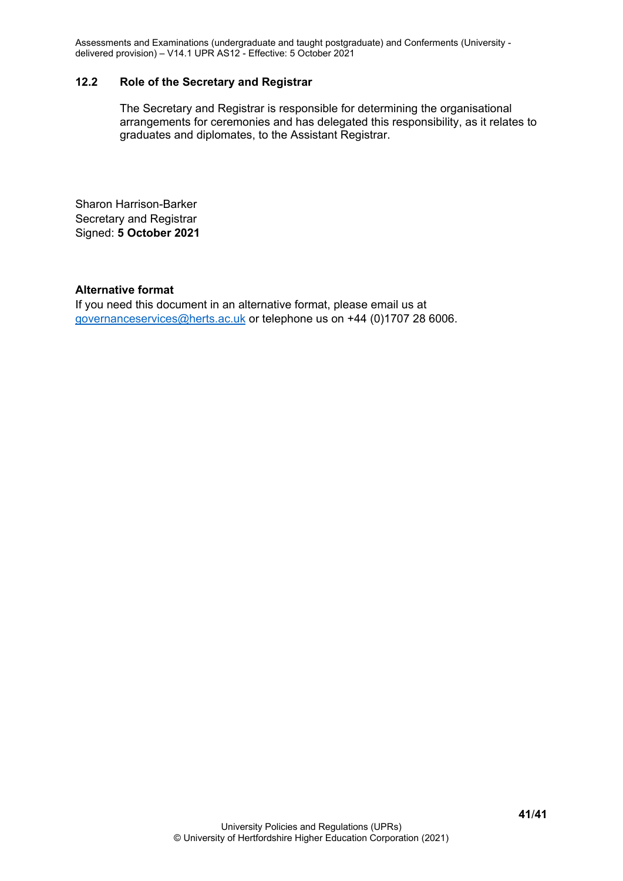### 12.2 Role of the Secretary and Registrar

The Secretary and Registrar is responsible for determining the organisational arrangements for ceremonies and has delegated this responsibility, as it relates to graduates and diplomates, to the Assistant Registrar.

Sharon Harrison-Barker
Secretary and Registrar
Signed: **5 October 2021**

**Alternative format**
If you need this document in an alternative format, please email us at governanceservices@herts.ac.uk or telephone us on +44 (0)1707 28 6006.